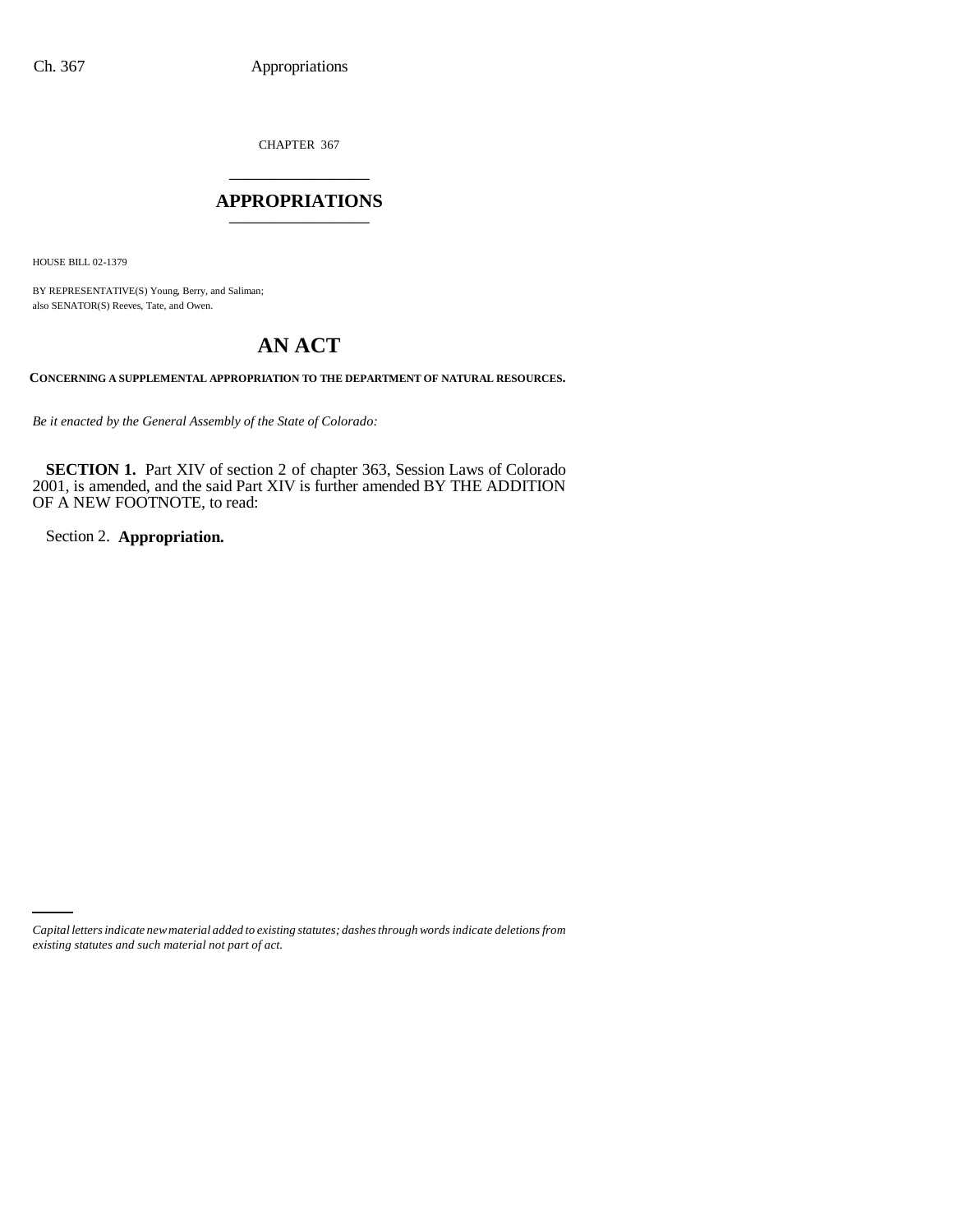CHAPTER 367

# APPROPRIATIONS

HOUSE BILL 02-1379

BY REPRESENTATIVE(S) Young, Berry, and Saliman;
also SENATOR(S) Reeves, Tate, and Owen.

# AN ACT

**CONCERNING A SUPPLEMENTAL APPROPRIATION TO THE DEPARTMENT OF NATURAL RESOURCES.**

*Be it enacted by the General Assembly of the State of Colorado:*

**SECTION 1.** Part XIV of section 2 of chapter 363, Session Laws of Colorado 2001, is amended, and the said Part XIV is further amended BY THE ADDITION OF A NEW FOOTNOTE, to read:

Section 2. **Appropriation.**

*Capital letters indicate new material added to existing statutes; dashes through words indicate deletions from existing statutes and such material not part of act.*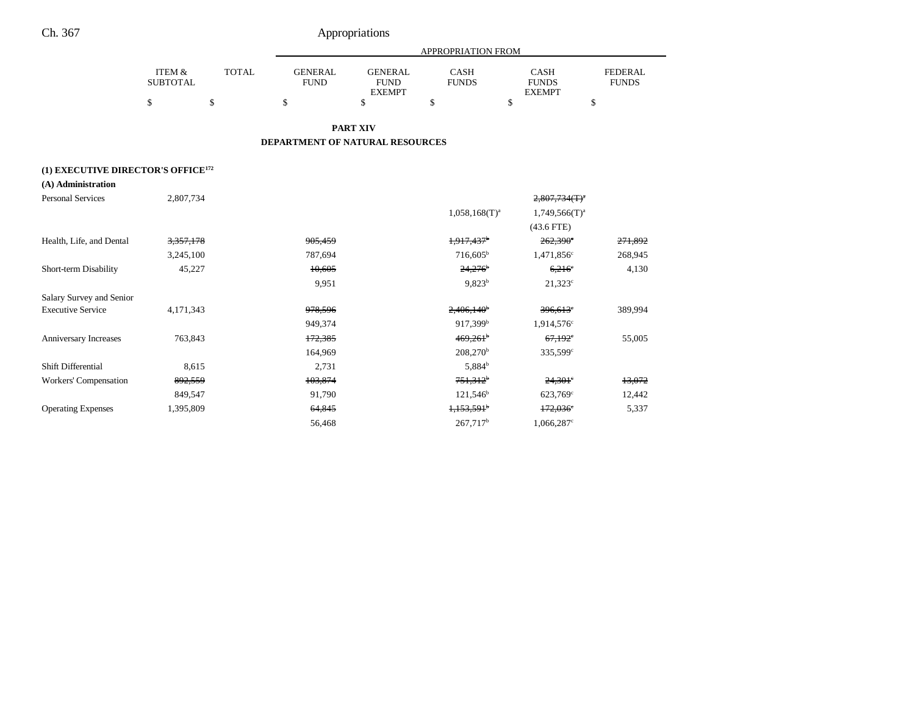## PART XIV

## DEPARTMENT OF NATURAL RESOURCES

| | ITEM & SUBTOTAL | TOTAL | GENERAL FUND | GENERAL FUND EXEMPT | CASH FUNDS | CASH FUNDS EXEMPT | FEDERAL FUNDS |
|---|---|---|---|---|---|---|---|
| | $ | $ | $ | $ | $ | $ | $ |
| **(1) EXECUTIVE DIRECTOR'S OFFICE[172]** | | | | | | | |
| **(A) Administration** | | | | | | | |
| Personal Services | 2,807,734 | | | | | ~~2,807,734(T)[a]~~ | |
| | | | | | 1,058,168(T)[a] | 1,749,566(T)[a] | |
| | | | | | | (43.6 FTE) | |
| Health, Life, and Dental | ~~3,357,178~~ | | ~~905,459~~ | | ~~1,917,437[b]~~ | ~~262,390[c]~~ | ~~271,892~~ |
| | 3,245,100 | | 787,694 | | 716,605[b] | 1,471,856[c] | 268,945 |
| Short-term Disability | 45,227 | | ~~10,605~~ | | ~~24,276[b]~~ | ~~6,216[c]~~ | 4,130 |
| | | | 9,951 | | 9,823[b] | 21,323[c] | |
| Salary Survey and Senior Executive Service | 4,171,343 | | ~~978,596~~ | | ~~2,406,140[b]~~ | ~~396,613[c]~~ | 389,994 |
| | | | 949,374 | | 917,399[b] | 1,914,576[c] | |
| Anniversary Increases | 763,843 | | ~~172,385~~ | | ~~469,261[b]~~ | ~~67,192[c]~~ | 55,005 |
| | | | 164,969 | | 208,270[b] | 335,599[c] | |
| Shift Differential | 8,615 | | 2,731 | | 5,884[b] | | |
| Workers' Compensation | ~~892,559~~ | | ~~103,874~~ | | ~~751,312[b]~~ | ~~24,301[c]~~ | ~~13,072~~ |
| | 849,547 | | 91,790 | | 121,546[b] | 623,769[c] | 12,442 |
| Operating Expenses | 1,395,809 | | ~~64,845~~ | | ~~1,153,591[b]~~ | ~~172,036[c]~~ | 5,337 |
| | | | 56,468 | | 267,717[b] | 1,066,287[c] | |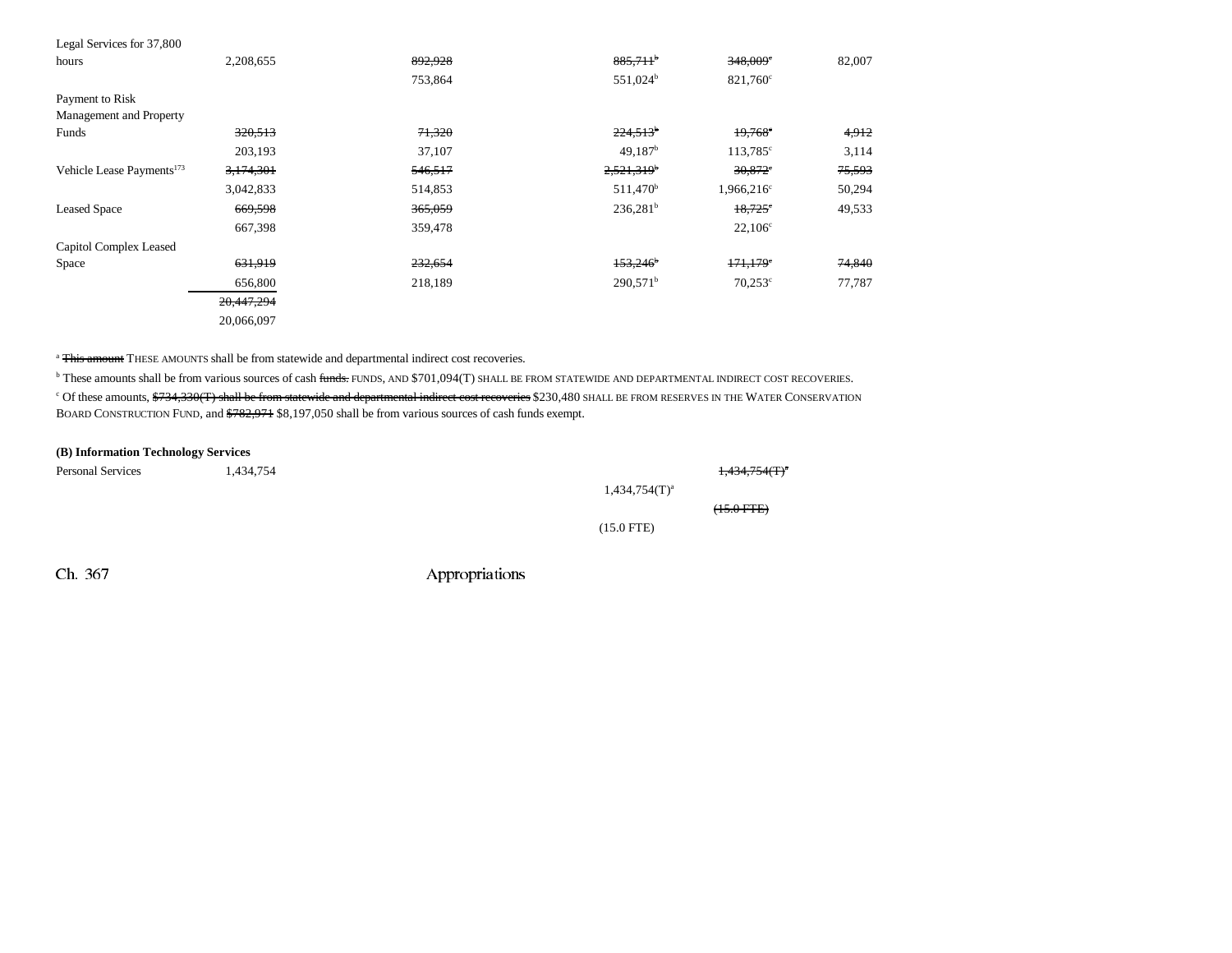| | | | | | |
|---|---|---|---|---|---|
| Legal Services for 37,800 hours | 2,208,655 | ~~892,928~~ | ~~885,711~~[b] | ~~348,009~~[c] | 82,007 |
| | | 753,864 | 551,024[b] | 821,760[c] | |
| Payment to Risk Management and Property Funds | ~~320,513~~ | ~~71,320~~ | ~~224,513~~[b] | ~~19,768~~[c] | ~~4,912~~ |
| | 203,193 | 37,107 | 49,187[b] | 113,785[c] | 3,114 |
| Vehicle Lease Payments[173] | ~~3,174,301~~ | ~~546,517~~ | ~~2,521,319~~[b] | ~~30,872~~[c] | ~~75,593~~ |
| | 3,042,833 | 514,853 | 511,470[b] | 1,966,216[c] | 50,294 |
| Leased Space | ~~669,598~~ | ~~365,059~~ | 236,281[b] | ~~18,725~~[c] | 49,533 |
| | 667,398 | 359,478 | | 22,106[c] | |
| Capitol Complex Leased Space | ~~631,919~~ | ~~232,654~~ | ~~153,246~~[b] | ~~171,179~~[c] | ~~74,840~~ |
| | 656,800 | 218,189 | 290,571[b] | 70,253[c] | 77,787 |
| | ~~20,447,294~~ | | | | |
| | 20,066,097 | | | | |

[a] ~~This amount~~ THESE AMOUNTS shall be from statewide and departmental indirect cost recoveries.

[b] These amounts shall be from various sources of cash ~~funds.~~ FUNDS, AND $701,094(T) SHALL BE FROM STATEWIDE AND DEPARTMENTAL INDIRECT COST RECOVERIES.

[c] Of these amounts, ~~$734,330(T) shall be from statewide and departmental indirect cost recoveries~~ $230,480 SHALL BE FROM RESERVES IN THE WATER CONSERVATION BOARD CONSTRUCTION FUND, and ~~$782,971~~ $8,197,050 shall be from various sources of cash funds exempt.

**(B) Information Technology Services**

| | | | | |
|---|---|---|---|---|
| Personal Services | 1,434,754 | | | ~~1,434,754(T)~~[a] |
| | | | 1,434,754(T)[a] | |
| | | | | ~~(15.0 FTE)~~ |
| | | | (15.0 FTE) | |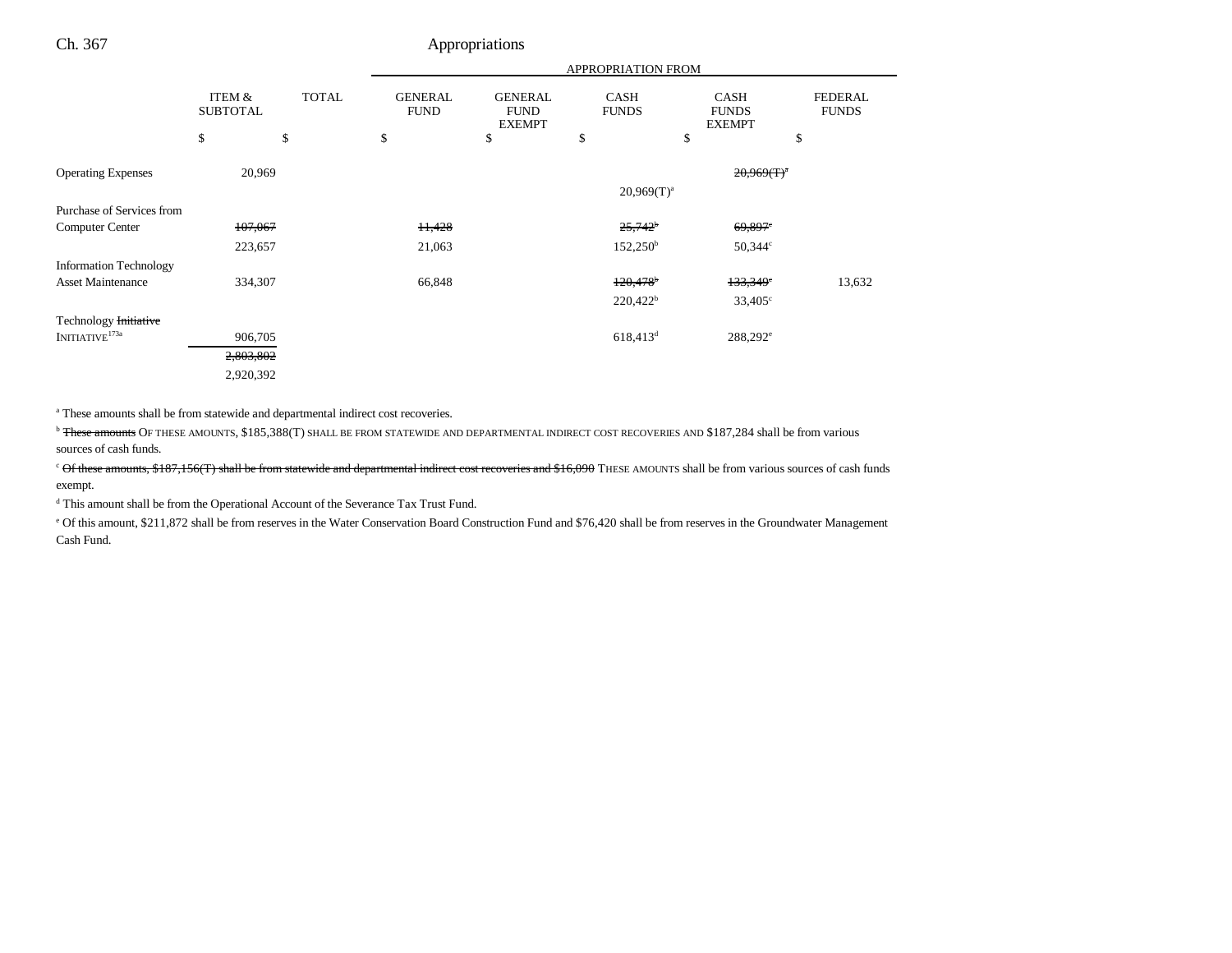| | ITEM & SUBTOTAL | TOTAL | GENERAL FUND | GENERAL FUND EXEMPT | CASH FUNDS | CASH FUNDS EXEMPT | FEDERAL FUNDS |
|---|---|---|---|---|---|---|---|
| | | | APPROPRIATION FROM | | | | |
| | $ | $ | $ | $ | $ | $ | $ |
| Operating Expenses | 20,969 | | | | | ~~20,969(T)[a]~~ | |
| | | | | | 20,969(T)[a] | | |
| Purchase of Services from Computer Center | ~~107,067~~ | | ~~11,428~~ | | ~~25,742[b]~~ | ~~69,897[c]~~ | |
| | 223,657 | | 21,063 | | 152,250[b] | 50,344[c] | |
| Information Technology Asset Maintenance | 334,307 | | 66,848 | | ~~120,478[b]~~ | ~~133,349[c]~~ | 13,632 |
| | | | | | 220,422[b] | 33,405[c] | |
| Technology ~~Initiative~~ INITIATIVE[173a] | 906,705 | | | | 618,413[d] | 288,292[e] | |
| | ~~2,803,802~~ | | | | | | |
| | 2,920,392 | | | | | | |

[a] These amounts shall be from statewide and departmental indirect cost recoveries.

[b] ~~These amounts~~ OF THESE AMOUNTS, $185,388(T) SHALL BE FROM STATEWIDE AND DEPARTMENTAL INDIRECT COST RECOVERIES AND $187,284 shall be from various sources of cash funds.

[c] ~~Of these amounts, $187,156(T) shall be from statewide and departmental indirect cost recoveries and $16,090~~ THESE AMOUNTS shall be from various sources of cash funds exempt.

[d] This amount shall be from the Operational Account of the Severance Tax Trust Fund.

[e] Of this amount, $211,872 shall be from reserves in the Water Conservation Board Construction Fund and $76,420 shall be from reserves in the Groundwater Management Cash Fund.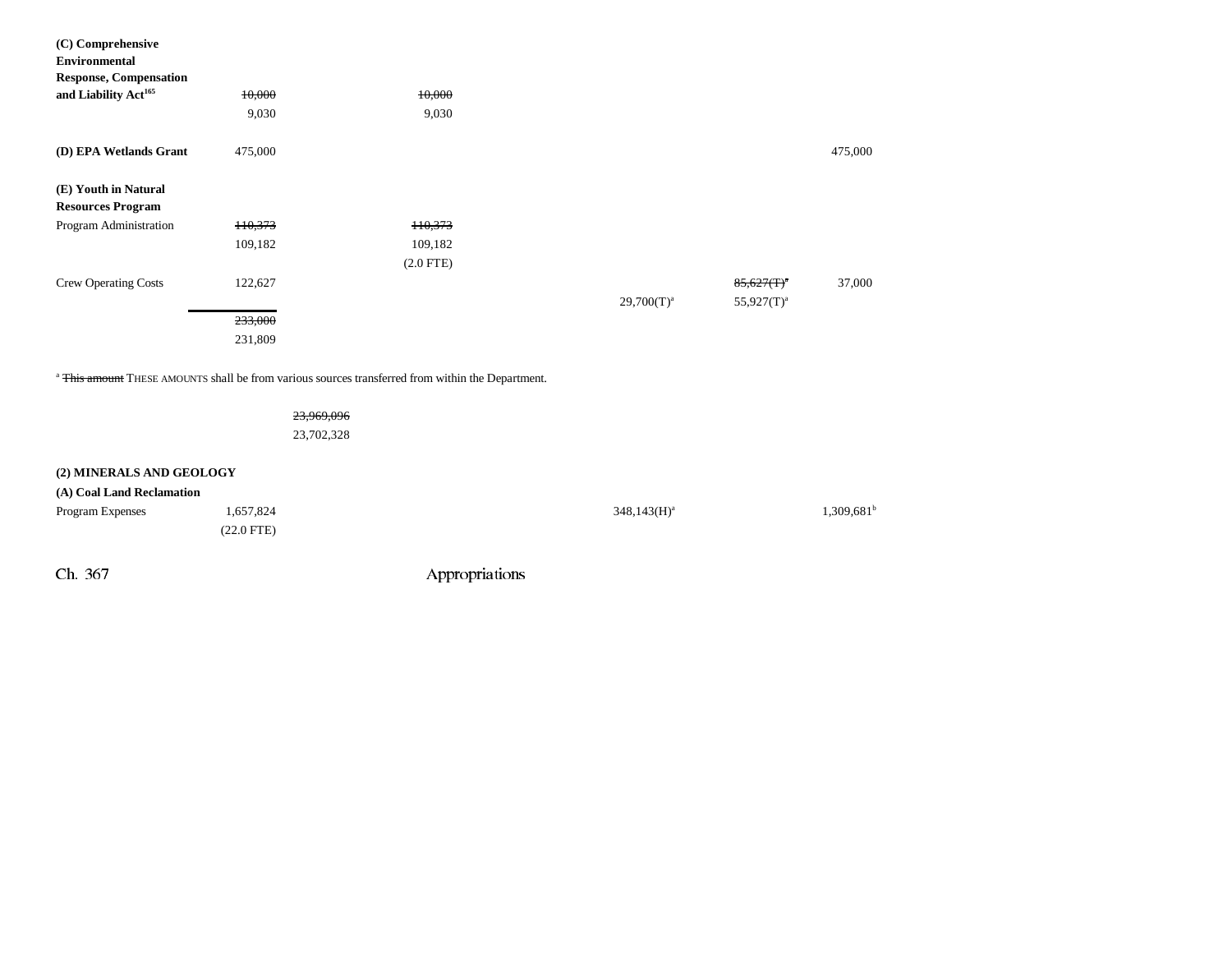| | | | | | | |
|---|---|---|---|---|---|---|
| **(C) Comprehensive Environmental Response, Compensation and Liability Act**[165] | ~~10,000~~ | | ~~10,000~~ | | | |
| | 9,030 | | 9,030 | | | |
| **(D) EPA Wetlands Grant** | 475,000 | | | | | 475,000 |
| **(E) Youth in Natural Resources Program** | | | | | | |
| Program Administration | ~~110,373~~ | | ~~110,373~~ | | | |
| | 109,182 | | 109,182 | | | |
| | | | (2.0 FTE) | | | |
| Crew Operating Costs | 122,627 | | | | ~~85,627(T)~~[a] | 37,000 |
| | | | | 29,700(T)[a] | 55,927(T)[a] | |
| | ~~233,000~~ | | | | | |
| | 231,809 | | | | | |

[a] ~~This amount~~ THESE AMOUNTS shall be from various sources transferred from within the Department.

| | | |
|---|---|---|
| | | ~~23,969,096~~ |
| | | 23,702,328 |

**(2) MINERALS AND GEOLOGY**

**(A) Coal Land Reclamation**

| | | | | | | |
|---|---|---|---|---|---|---|
| Program Expenses | 1,657,824 | | | 348,143(H)[a] | | 1,309,681[b] |
| | (22.0 FTE) | | | | | |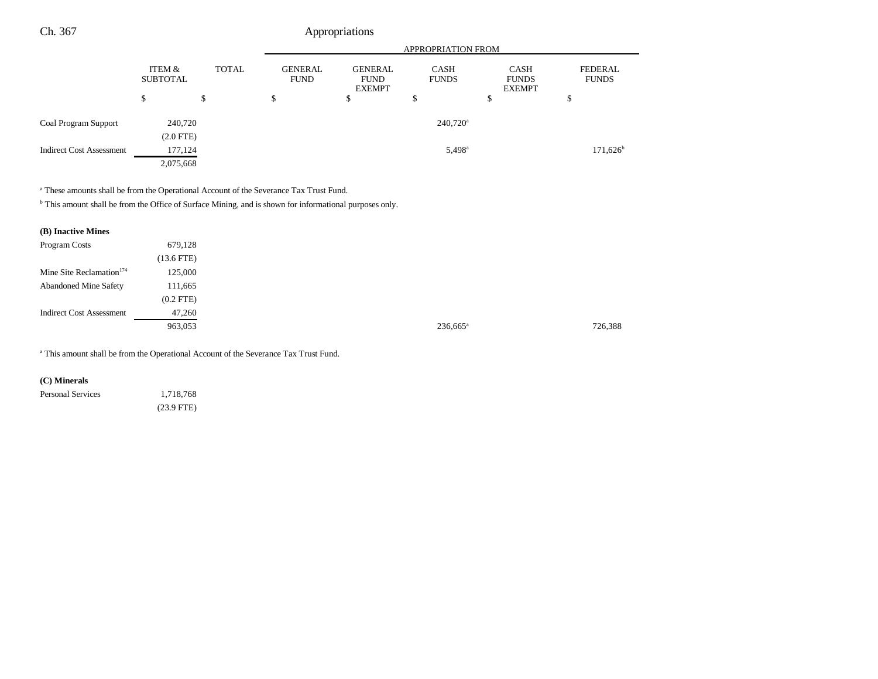| | ITEM & SUBTOTAL | TOTAL | GENERAL FUND | GENERAL FUND EXEMPT | CASH FUNDS | CASH FUNDS EXEMPT | FEDERAL FUNDS |
|---|---|---|---|---|---|---|---|
| | $ | $ | $ | $ | $ | $ | $ |
| Coal Program Support | 240,720 | | | | 240,720[a] | | |
| | (2.0 FTE) | | | | | | |
| Indirect Cost Assessment | 177,124 | | | | 5,498[a] | | 171,626[b] |
| | 2,075,668 | | | | | | |

[a] These amounts shall be from the Operational Account of the Severance Tax Trust Fund.

[b] This amount shall be from the Office of Surface Mining, and is shown for informational purposes only.

**(B) Inactive Mines**

| | ITEM & SUBTOTAL | TOTAL | GENERAL FUND | GENERAL FUND EXEMPT | CASH FUNDS | CASH FUNDS EXEMPT | FEDERAL FUNDS |
|---|---|---|---|---|---|---|---|
| Program Costs | 679,128 | | | | | | |
| | (13.6 FTE) | | | | | | |
| Mine Site Reclamation[174] | 125,000 | | | | | | |
| Abandoned Mine Safety | 111,665 | | | | | | |
| | (0.2 FTE) | | | | | | |
| Indirect Cost Assessment | 47,260 | | | | | | |
| | 963,053 | | | | 236,665[a] | | 726,388 |

[a] This amount shall be from the Operational Account of the Severance Tax Trust Fund.

**(C) Minerals**

| | ITEM & SUBTOTAL | TOTAL | GENERAL FUND | GENERAL FUND EXEMPT | CASH FUNDS | CASH FUNDS EXEMPT | FEDERAL FUNDS |
|---|---|---|---|---|---|---|---|
| Personal Services | 1,718,768 | | | | | | |
| | (23.9 FTE) | | | | | | |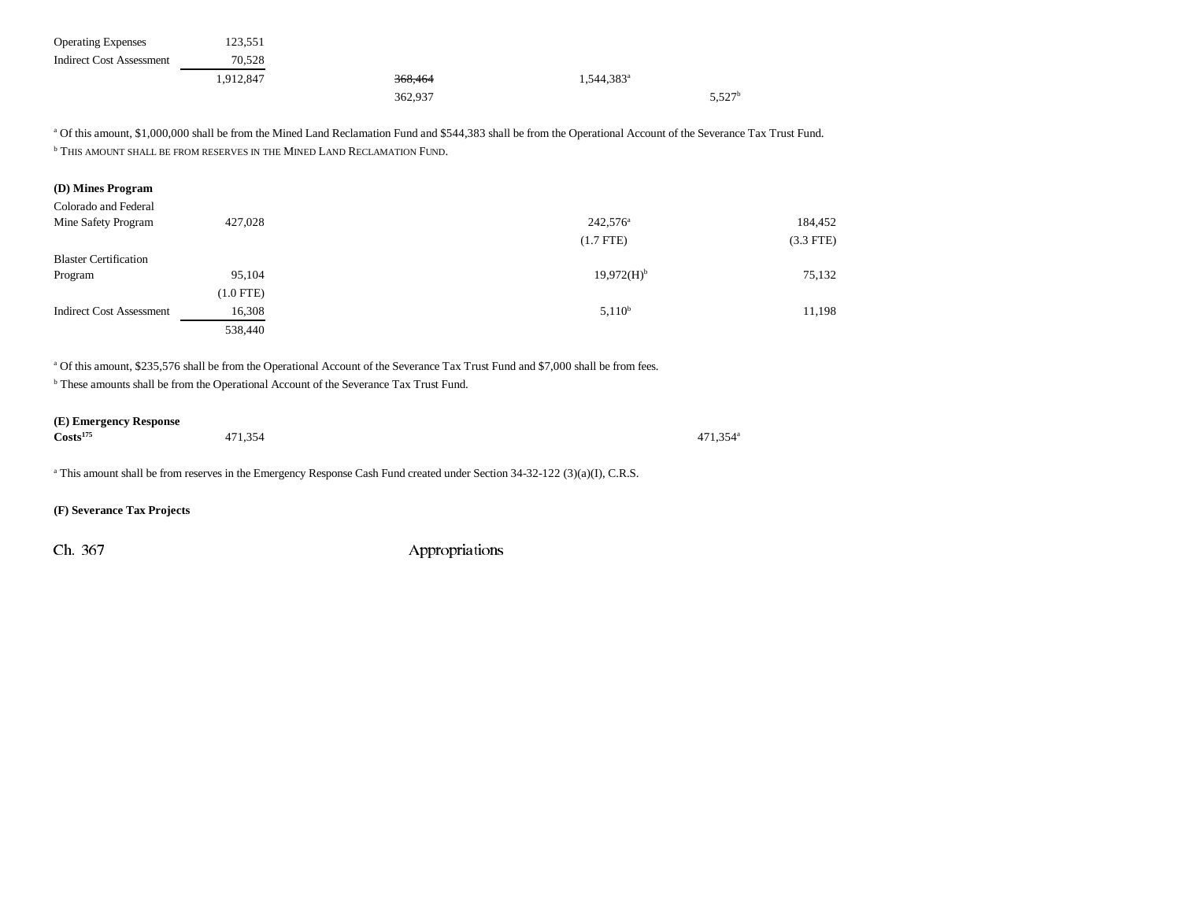| | | | | | |
|---|---|---|---|---|---|
| Operating Expenses | 123,551 | | | | |
| Indirect Cost Assessment | 70,528 | | | | |
| | 1,912,847 | ~~368,464~~ | 1,544,383[a] | | |
| | | 362,937 | | 5,527[b] | |

[a] Of this amount, $1,000,000 shall be from the Mined Land Reclamation Fund and $544,383 shall be from the Operational Account of the Severance Tax Trust Fund.
[b] THIS AMOUNT SHALL BE FROM RESERVES IN THE MINED LAND RECLAMATION FUND.

**(D) Mines Program**

| | | | | | |
|---|---|---|---|---|---|
| Colorado and Federal Mine Safety Program | 427,028 | | 242,576[a] | | 184,452 |
| | | | (1.7 FTE) | | (3.3 FTE) |
| Blaster Certification Program | 95,104 | | 19,972(H)[b] | | 75,132 |
| | (1.0 FTE) | | | | |
| Indirect Cost Assessment | 16,308 | | 5,110[b] | | 11,198 |
| | 538,440 | | | | |

[a] Of this amount, $235,576 shall be from the Operational Account of the Severance Tax Trust Fund and $7,000 shall be from fees.
[b] These amounts shall be from the Operational Account of the Severance Tax Trust Fund.

| | | | | | |
|---|---|---|---|---|---|
| **(E) Emergency Response Costs**[175] | 471,354 | | | 471,354[a] | |

[a] This amount shall be from reserves in the Emergency Response Cash Fund created under Section 34-32-122 (3)(a)(I), C.R.S.

**(F) Severance Tax Projects**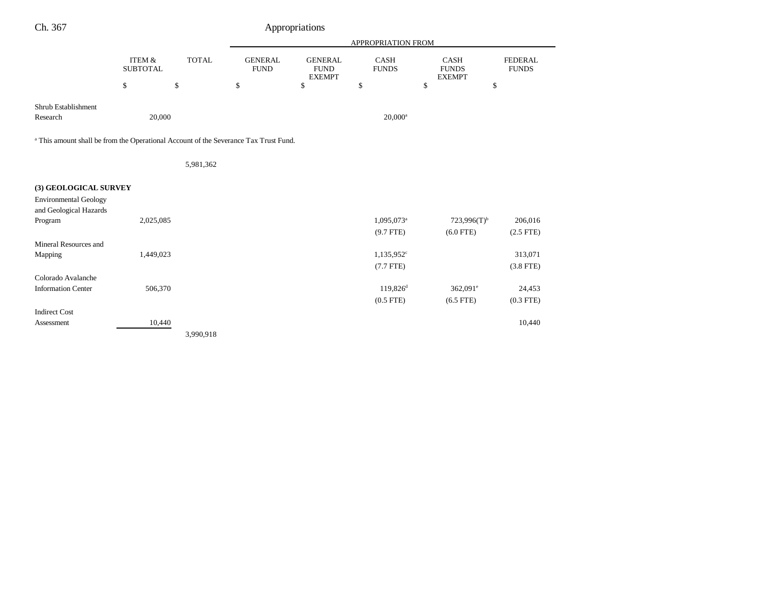| | ITEM & SUBTOTAL | TOTAL | GENERAL FUND | GENERAL FUND EXEMPT | CASH FUNDS | CASH FUNDS EXEMPT | FEDERAL FUNDS |
|---|---|---|---|---|---|---|---|
| | | | APPROPRIATION FROM | | | | |
| | $ | $ | $ | $ | $ | $ | $ |
| Shrub Establishment Research | 20,000 | | | | 20,000[a] | | |

[a] This amount shall be from the Operational Account of the Severance Tax Trust Fund.

| | ITEM & SUBTOTAL | TOTAL | GENERAL FUND | GENERAL FUND EXEMPT | CASH FUNDS | CASH FUNDS EXEMPT | FEDERAL FUNDS |
|---|---|---|---|---|---|---|---|
| | | 5,981,362 | | | | | |
| **(3) GEOLOGICAL SURVEY** | | | | | | | |
| Environmental Geology and Geological Hazards Program | 2,025,085 | | | | 1,095,073[a] | 723,996(T)[b] | 206,016 |
| | | | | | (9.7 FTE) | (6.0 FTE) | (2.5 FTE) |
| Mineral Resources and Mapping | 1,449,023 | | | | 1,135,952[c] | | 313,071 |
| | | | | | (7.7 FTE) | | (3.8 FTE) |
| Colorado Avalanche Information Center | 506,370 | | | | 119,826[d] | 362,091[e] | 24,453 |
| | | | | | (0.5 FTE) | (6.5 FTE) | (0.3 FTE) |
| Indirect Cost Assessment | 10,440 | | | | | | 10,440 |
| | | 3,990,918 | | | | | |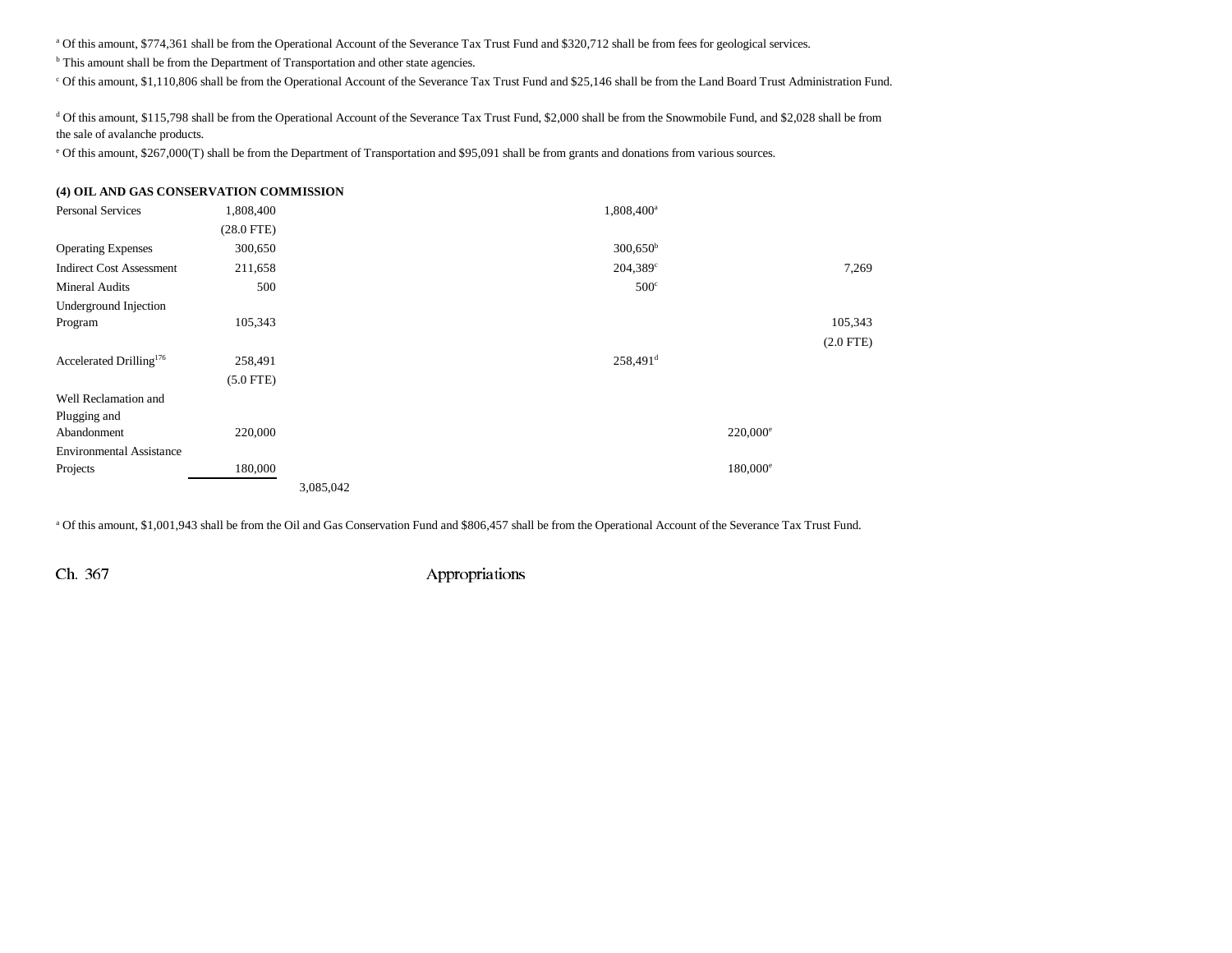[a] Of this amount, $774,361 shall be from the Operational Account of the Severance Tax Trust Fund and $320,712 shall be from fees for geological services.

[b] This amount shall be from the Department of Transportation and other state agencies.

[c] Of this amount, $1,110,806 shall be from the Operational Account of the Severance Tax Trust Fund and $25,146 shall be from the Land Board Trust Administration Fund.

[d] Of this amount, $115,798 shall be from the Operational Account of the Severance Tax Trust Fund, $2,000 shall be from the Snowmobile Fund, and $2,028 shall be from the sale of avalanche products.

[e] Of this amount, $267,000(T) shall be from the Department of Transportation and $95,091 shall be from grants and donations from various sources.

**(4) OIL AND GAS CONSERVATION COMMISSION**

| | | | | | | |
|---|---|---|---|---|---|---|
| Personal Services | 1,808,400 (28.0 FTE) | | | 1,808,400[a] | | |
| Operating Expenses | 300,650 | | | 300,650[b] | | |
| Indirect Cost Assessment | 211,658 | | | 204,389[c] | | 7,269 |
| Mineral Audits | 500 | | | 500[c] | | |
| Underground Injection Program | 105,343 | | | | | 105,343 (2.0 FTE) |
| Accelerated Drilling[176] | 258,491 (5.0 FTE) | | | 258,491[d] | | |
| Well Reclamation and Plugging and Abandonment | 220,000 | | | | 220,000[e] | |
| Environmental Assistance Projects | 180,000 | | | | 180,000[e] | |
| | | 3,085,042 | | | | |

[a] Of this amount, $1,001,943 shall be from the Oil and Gas Conservation Fund and $806,457 shall be from the Operational Account of the Severance Tax Trust Fund.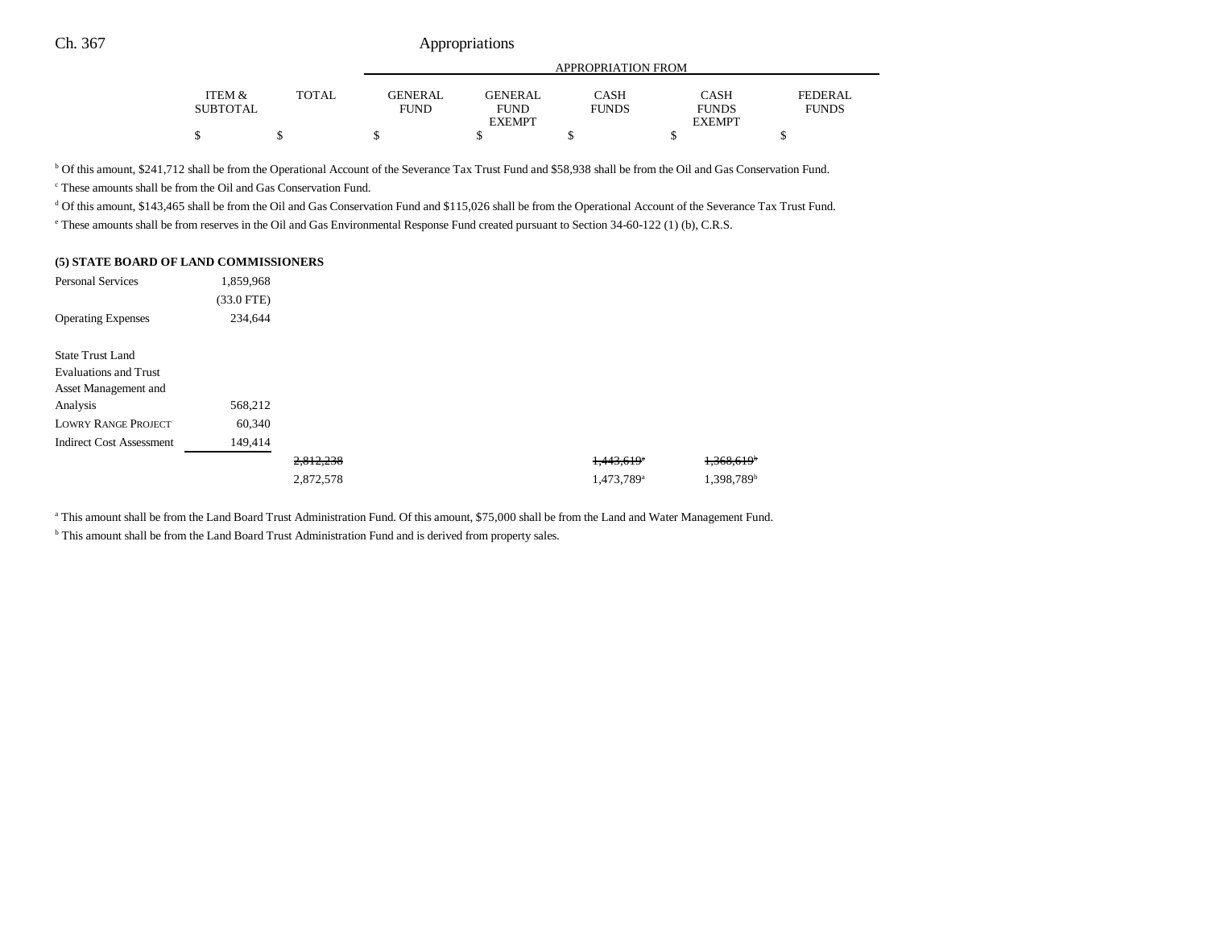| | ITEM & SUBTOTAL | TOTAL | GENERAL FUND | GENERAL FUND EXEMPT | CASH FUNDS | CASH FUNDS EXEMPT | FEDERAL FUNDS |
|---|---|---|---|---|---|---|---|
| | | | APPROPRIATION FROM | | | | |
| | $ | $ | $ | $ | $ | $ | $ |

[b] Of this amount, $241,712 shall be from the Operational Account of the Severance Tax Trust Fund and $58,938 shall be from the Oil and Gas Conservation Fund.

[c] These amounts shall be from the Oil and Gas Conservation Fund.

[d] Of this amount, $143,465 shall be from the Oil and Gas Conservation Fund and $115,026 shall be from the Operational Account of the Severance Tax Trust Fund.

[e] These amounts shall be from reserves in the Oil and Gas Environmental Response Fund created pursuant to Section 34-60-122 (1) (b), C.R.S.

**(5) STATE BOARD OF LAND COMMISSIONERS**

| | ITEM & SUBTOTAL | TOTAL | GENERAL FUND | GENERAL FUND EXEMPT | CASH FUNDS | CASH FUNDS EXEMPT | FEDERAL FUNDS |
|---|---|---|---|---|---|---|---|
| Personal Services | 1,859,968 | | | | | | |
| | (33.0 FTE) | | | | | | |
| Operating Expenses | 234,644 | | | | | | |
| State Trust Land Evaluations and Trust Asset Management and Analysis | 568,212 | | | | | | |
| LOWRY RANGE PROJECT | 60,340 | | | | | | |
| Indirect Cost Assessment | 149,414 | | | | | | |
| | | ~~2,812,238~~ | | | ~~1,443,619~~[a] | ~~1,368,619~~[b] | |
| | | 2,872,578 | | | 1,473,789[a] | 1,398,789[b] | |

[a] This amount shall be from the Land Board Trust Administration Fund. Of this amount, $75,000 shall be from the Land and Water Management Fund.

[b] This amount shall be from the Land Board Trust Administration Fund and is derived from property sales.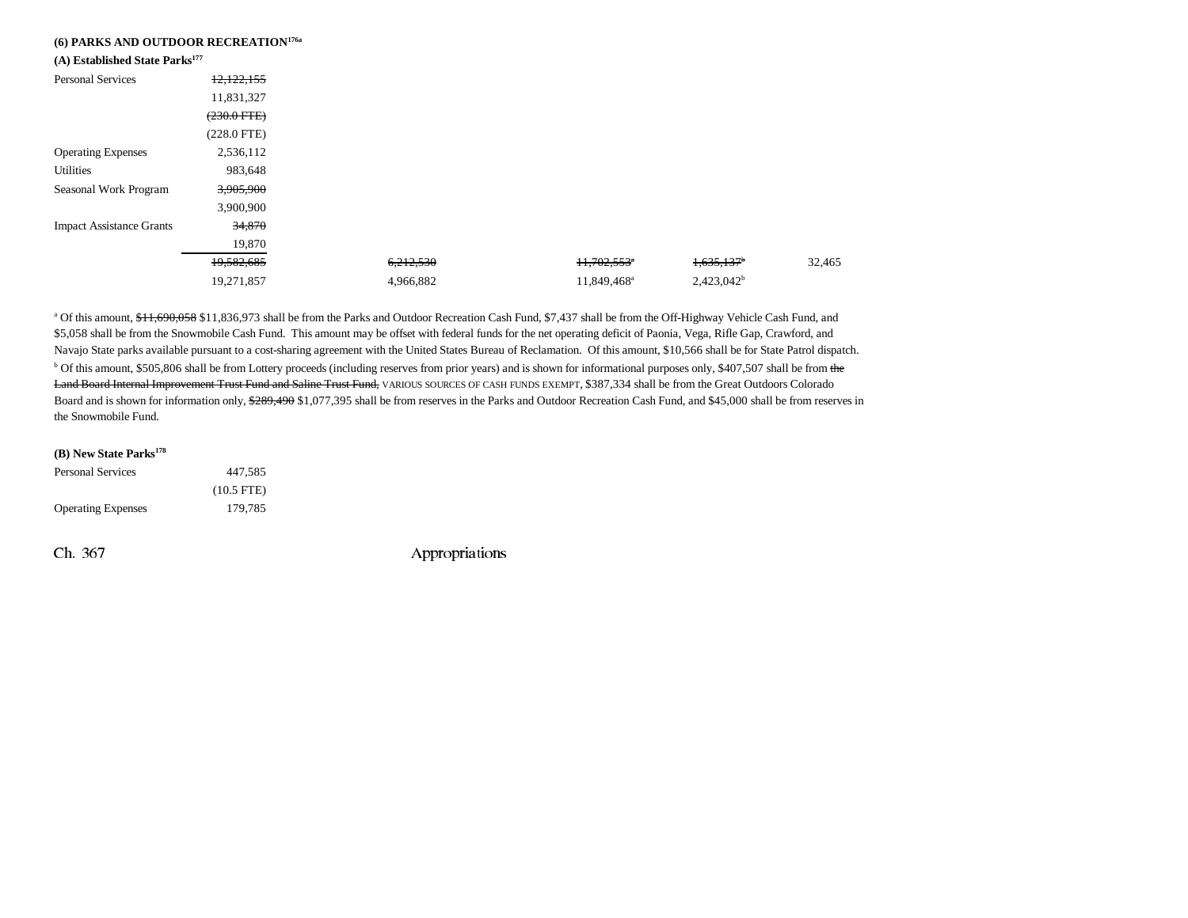### (6) PARKS AND OUTDOOR RECREATION[176a]

#### (A) Established State Parks[177]

| | | | | | |
|---|---|---|---|---|---|
| Personal Services | ~~12,122,155~~ | | | | |
| | 11,831,327 | | | | |
| | ~~(230.0 FTE)~~ | | | | |
| | (228.0 FTE) | | | | |
| Operating Expenses | 2,536,112 | | | | |
| Utilities | 983,648 | | | | |
| Seasonal Work Program | ~~3,905,900~~ | | | | |
| | 3,900,900 | | | | |
| Impact Assistance Grants | ~~34,870~~ | | | | |
| | 19,870 | | | | |
| | ~~19,582,685~~ | ~~6,212,530~~ | ~~11,702,553~~[a] | ~~1,635,137~~[b] | 32,465 |
| | 19,271,857 | 4,966,882 | 11,849,468[a] | 2,423,042[b] | |

[a] Of this amount, ~~$11,690,058~~ $11,836,973 shall be from the Parks and Outdoor Recreation Cash Fund, $7,437 shall be from the Off-Highway Vehicle Cash Fund, and $5,058 shall be from the Snowmobile Cash Fund. This amount may be offset with federal funds for the net operating deficit of Paonia, Vega, Rifle Gap, Crawford, and Navajo State parks available pursuant to a cost-sharing agreement with the United States Bureau of Reclamation. Of this amount, $10,566 shall be for State Patrol dispatch.

[b] Of this amount, $505,806 shall be from Lottery proceeds (including reserves from prior years) and is shown for informational purposes only, $407,507 shall be from ~~the Land Board Internal Improvement Trust Fund and Saline Trust Fund,~~ VARIOUS SOURCES OF CASH FUNDS EXEMPT, $387,334 shall be from the Great Outdoors Colorado Board and is shown for information only, ~~$289,490~~ $1,077,395 shall be from reserves in the Parks and Outdoor Recreation Cash Fund, and $45,000 shall be from reserves in the Snowmobile Fund.

#### (B) New State Parks[178]

| | |
|---|---|
| Personal Services | 447,585 |
| | (10.5 FTE) |
| Operating Expenses | 179,785 |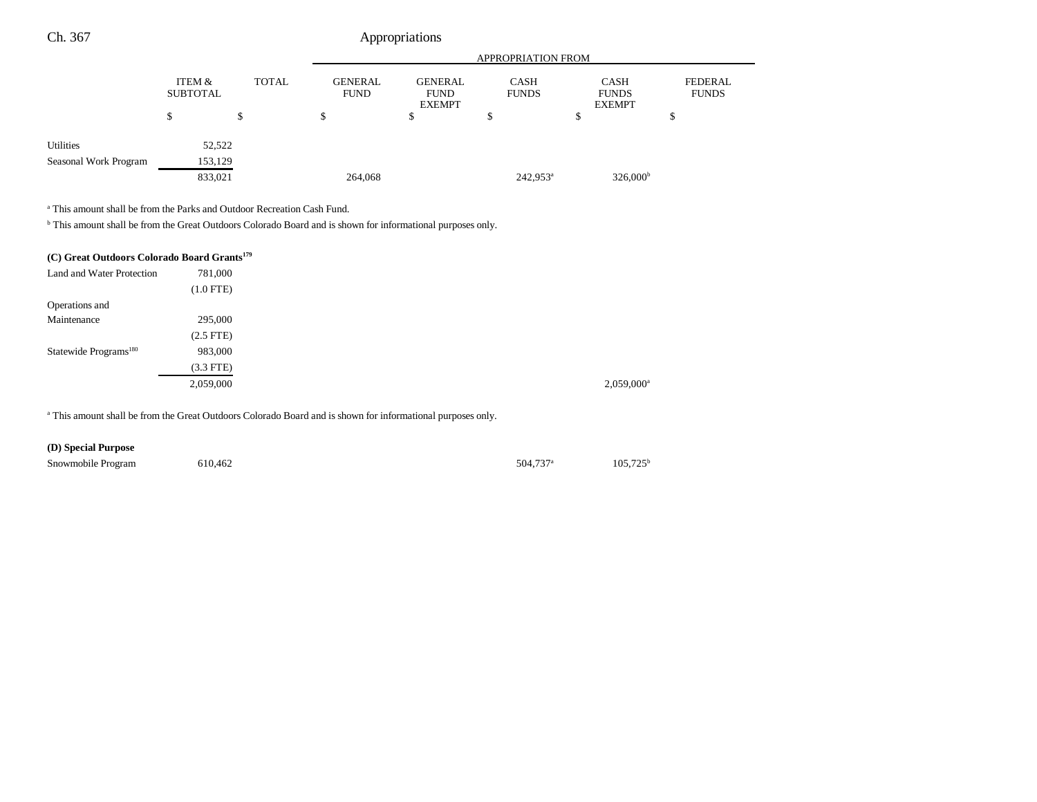| | ITEM & SUBTOTAL | TOTAL | APPROPRIATION FROM GENERAL FUND | GENERAL FUND EXEMPT | CASH FUNDS | CASH FUNDS EXEMPT | FEDERAL FUNDS |
|---|---|---|---|---|---|---|---|
| | $ | $ | $ | $ | $ | $ | $ |
| Utilities | 52,522 | | | | | | |
| Seasonal Work Program | 153,129 | | | | | | |
| | 833,021 | | 264,068 | | 242,953[a] | 326,000[b] | |

[a] This amount shall be from the Parks and Outdoor Recreation Cash Fund.

[b] This amount shall be from the Great Outdoors Colorado Board and is shown for informational purposes only.

**(C) Great Outdoors Colorado Board Grants[179]**

| | ITEM & SUBTOTAL | TOTAL | GENERAL FUND | GENERAL FUND EXEMPT | CASH FUNDS | CASH FUNDS EXEMPT | FEDERAL FUNDS |
|---|---|---|---|---|---|---|---|
| Land and Water Protection | 781,000 | | | | | | |
| | (1.0 FTE) | | | | | | |
| Operations and Maintenance | 295,000 | | | | | | |
| | (2.5 FTE) | | | | | | |
| Statewide Programs[180] | 983,000 | | | | | | |
| | (3.3 FTE) | | | | | | |
| | 2,059,000 | | | | | 2,059,000[a] | |

[a] This amount shall be from the Great Outdoors Colorado Board and is shown for informational purposes only.

**(D) Special Purpose**

| | ITEM & SUBTOTAL | TOTAL | GENERAL FUND | GENERAL FUND EXEMPT | CASH FUNDS | CASH FUNDS EXEMPT | FEDERAL FUNDS |
|---|---|---|---|---|---|---|---|
| Snowmobile Program | 610,462 | | | | 504,737[a] | 105,725[b] | |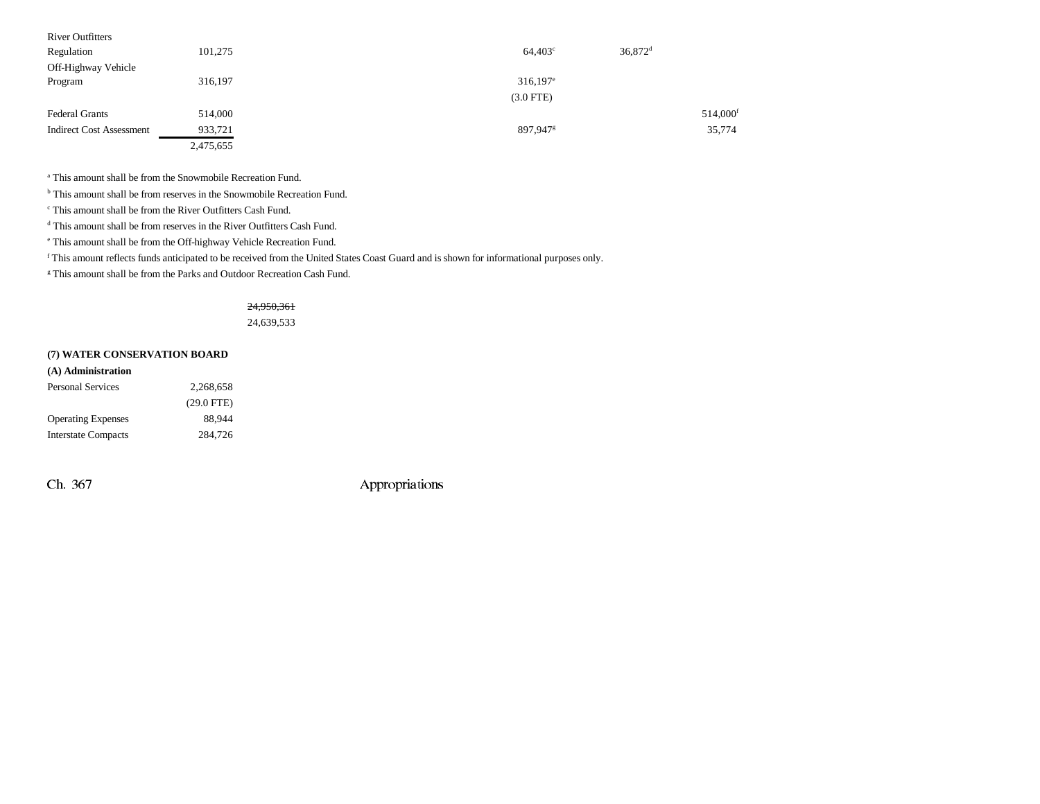| | | | | | |
|---|---|---|---|---|---|
| River Outfitters Regulation | 101,275 | | 64,403[c] | 36,872[d] | |
| Off-Highway Vehicle Program | 316,197 | | 316,197[e] | | |
| | | | (3.0 FTE) | | |
| Federal Grants | 514,000 | | | | 514,000[f] |
| Indirect Cost Assessment | 933,721 | | 897,947[g] | | 35,774 |
| | 2,475,655 | | | | |

[a] This amount shall be from the Snowmobile Recreation Fund.

[b] This amount shall be from reserves in the Snowmobile Recreation Fund.

[c] This amount shall be from the River Outfitters Cash Fund.

[d] This amount shall be from reserves in the River Outfitters Cash Fund.

[e] This amount shall be from the Off-highway Vehicle Recreation Fund.

[f] This amount reflects funds anticipated to be received from the United States Coast Guard and is shown for informational purposes only.

[g] This amount shall be from the Parks and Outdoor Recreation Cash Fund.

~~24,950,361~~
24,639,533

**(7) WATER CONSERVATION BOARD**

**(A) Administration**

| | |
|---|---|
| Personal Services | 2,268,658 |
| | (29.0 FTE) |
| Operating Expenses | 88,944 |
| Interstate Compacts | 284,726 |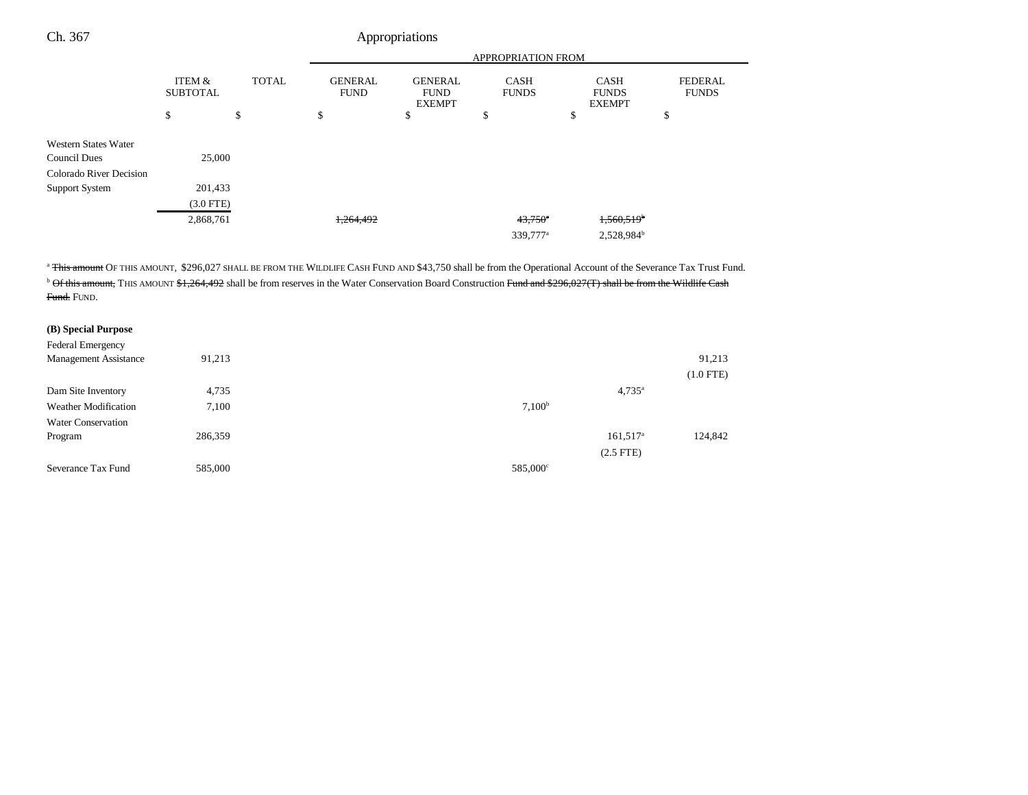| | ITEM & SUBTOTAL | TOTAL | GENERAL FUND | GENERAL FUND EXEMPT | CASH FUNDS | CASH FUNDS EXEMPT | FEDERAL FUNDS |
|---|---|---|---|---|---|---|---|
| | | | APPROPRIATION FROM | | | | |
| | $ | $ | $ | $ | $ | $ | $ |
| Western States Water Council Dues | 25,000 | | | | | | |
| Colorado River Decision Support System | 201,433 | | | | | | |
| | (3.0 FTE) | | | | | | |
| | 2,868,761 | | ~~1,264,492~~ | | ~~43,750~~[a] | ~~1,560,519~~[b] | |
| | | | | | 339,777[a] | 2,528,984[b] | |

[a] ~~This amount~~ OF THIS AMOUNT, $296,027 SHALL BE FROM THE WILDLIFE CASH FUND AND $43,750 shall be from the Operational Account of the Severance Tax Trust Fund.

[b] ~~Of this amount,~~ THIS AMOUNT ~~$1,264,492~~ shall be from reserves in the Water Conservation Board Construction ~~Fund and $296,027(T) shall be from the Wildlife Cash Fund.~~ FUND.

**(B) Special Purpose**

| | ITEM & SUBTOTAL | TOTAL | GENERAL FUND | GENERAL FUND EXEMPT | CASH FUNDS | CASH FUNDS EXEMPT | FEDERAL FUNDS |
|---|---|---|---|---|---|---|---|
| Federal Emergency Management Assistance | 91,213 | | | | | | 91,213 |
| | | | | | | | (1.0 FTE) |
| Dam Site Inventory | 4,735 | | | | | 4,735[a] | |
| Weather Modification | 7,100 | | | | 7,100[b] | | |
| Water Conservation Program | 286,359 | | | | | 161,517[a] | 124,842 |
| | | | | | | (2.5 FTE) | |
| Severance Tax Fund | 585,000 | | | | 585,000[c] | | |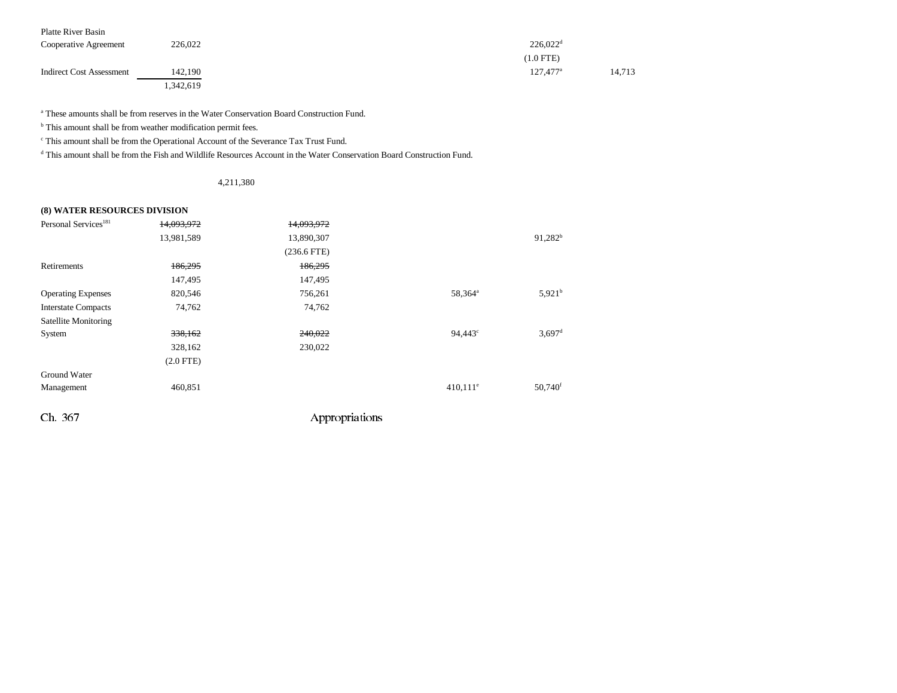| | | | | | | |
|---|---|---|---|---|---|---|
| Platte River Basin Cooperative Agreement | 226,022 | | | 226,022[d] (1.0 FTE) | | |
| Indirect Cost Assessment | 142,190 | | | 127,477[a] | 14,713 | |
| | 1,342,619 | | | | | |

[a] These amounts shall be from reserves in the Water Conservation Board Construction Fund.

[b] This amount shall be from weather modification permit fees.

[c] This amount shall be from the Operational Account of the Severance Tax Trust Fund.

[d] This amount shall be from the Fish and Wildlife Resources Account in the Water Conservation Board Construction Fund.

4,211,380

**(8) WATER RESOURCES DIVISION**

| | | | | | |
|---|---|---|---|---|---|
| Personal Services[181] | ~~14,093,972~~ 13,981,589 | ~~14,093,972~~ 13,890,307 (236.6 FTE) | | 91,282[b] | |
| Retirements | ~~186,295~~ 147,495 | ~~186,295~~ 147,495 | | | |
| Operating Expenses | 820,546 | 756,261 | 58,364[a] | 5,921[b] | |
| Interstate Compacts | 74,762 | 74,762 | | | |
| Satellite Monitoring System | ~~338,162~~ 328,162 (2.0 FTE) | ~~240,022~~ 230,022 | 94,443[c] | 3,697[d] | |
| Ground Water Management | 460,851 | | 410,111[e] | 50,740[f] | |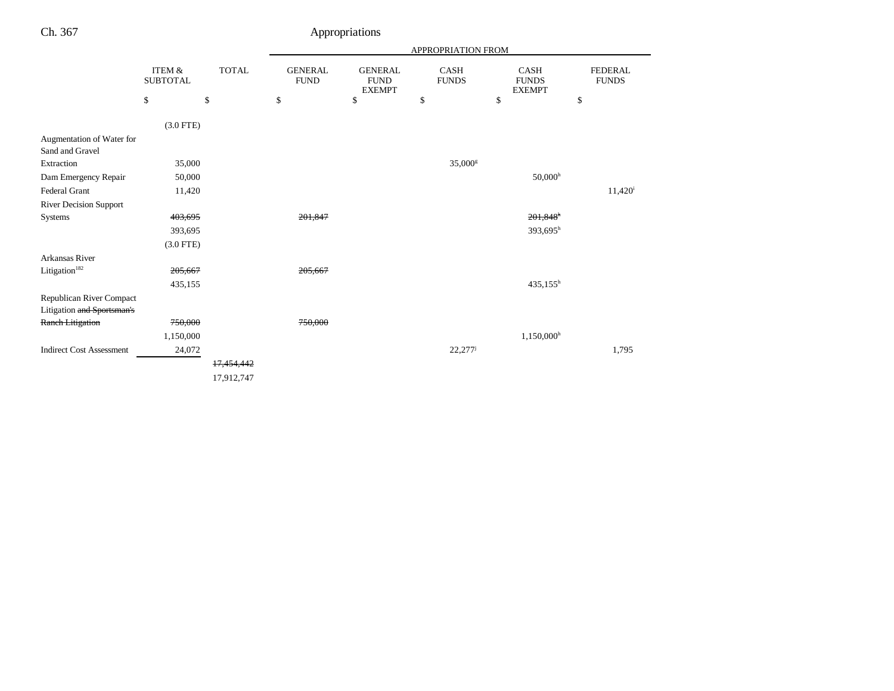| | ITEM & SUBTOTAL | TOTAL | GENERAL FUND | GENERAL FUND EXEMPT | CASH FUNDS | CASH FUNDS EXEMPT | FEDERAL FUNDS |
|---|---|---|---|---|---|---|---|
| | $ | $ | $ | $ | $ | $ | $ |
| | (3.0 FTE) | | | | | | |
| Augmentation of Water for Sand and Gravel Extraction | 35,000 | | | | 35,000[g] | | |
| Dam Emergency Repair | 50,000 | | | | | 50,000[h] | |
| Federal Grant | 11,420 | | | | | | 11,420[i] |
| River Decision Support Systems | ~~403,695~~ | | ~~201,847~~ | | | ~~201,848[h]~~ | |
| | 393,695 | | | | | 393,695[h] | |
| | (3.0 FTE) | | | | | | |
| Arkansas River Litigation[182] | ~~205,667~~ | | ~~205,667~~ | | | | |
| | 435,155 | | | | | 435,155[h] | |
| Republican River Compact Litigation ~~and Sportsman's Ranch Litigation~~ | ~~750,000~~ | | ~~750,000~~ | | | | |
| | 1,150,000 | | | | | 1,150,000[h] | |
| Indirect Cost Assessment | 24,072 | | | | 22,277[j] | | 1,795 |
| | | ~~17,454,442~~ | | | | | |
| | | 17,912,747 | | | | | |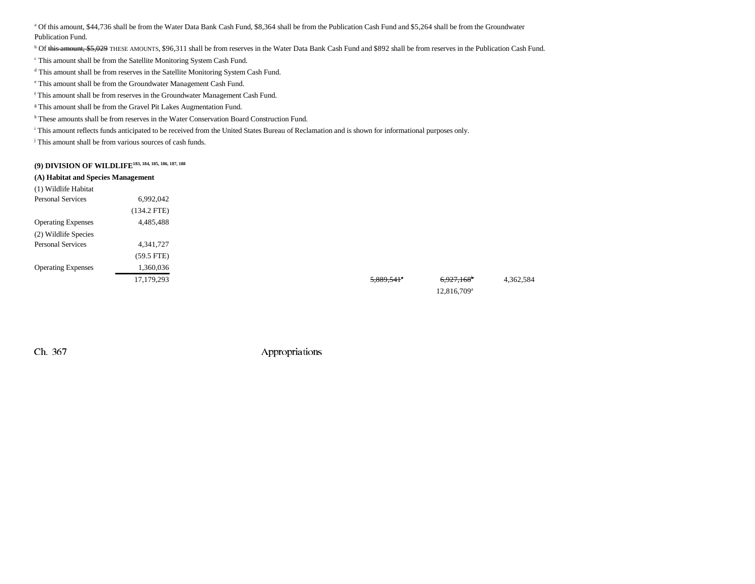[a] Of this amount, $44,736 shall be from the Water Data Bank Cash Fund, $8,364 shall be from the Publication Cash Fund and $5,264 shall be from the Groundwater Publication Fund.

[b] Of ~~this amount, $5,029~~ THESE AMOUNTS, $96,311 shall be from reserves in the Water Data Bank Cash Fund and $892 shall be from reserves in the Publication Cash Fund.

[c] This amount shall be from the Satellite Monitoring System Cash Fund.

[d] This amount shall be from reserves in the Satellite Monitoring System Cash Fund.

[e] This amount shall be from the Groundwater Management Cash Fund.

[f] This amount shall be from reserves in the Groundwater Management Cash Fund.

[g] This amount shall be from the Gravel Pit Lakes Augmentation Fund.

[h] These amounts shall be from reserves in the Water Conservation Board Construction Fund.

[i] This amount reflects funds anticipated to be received from the United States Bureau of Reclamation and is shown for informational purposes only.

[j] This amount shall be from various sources of cash funds.

**(9) DIVISION OF WILDLIFE[183, 184, 185, 186, 187, 188]**

**(A) Habitat and Species Management**

| | | | | | |
|---|---|---|---|---|---|
| (1) Wildlife Habitat | | | | | |
| Personal Services | 6,992,042 | | | | |
| | (134.2 FTE) | | | | |
| Operating Expenses | 4,485,488 | | | | |
| (2) Wildlife Species | | | | | |
| Personal Services | 4,341,727 | | | | |
| | (59.5 FTE) | | | | |
| Operating Expenses | 1,360,036 | | | | |
| | 17,179,293 | | ~~5,889,541[a]~~ | ~~6,927,168[b]~~ | 4,362,584 |
| | | | | 12,816,709[a] | |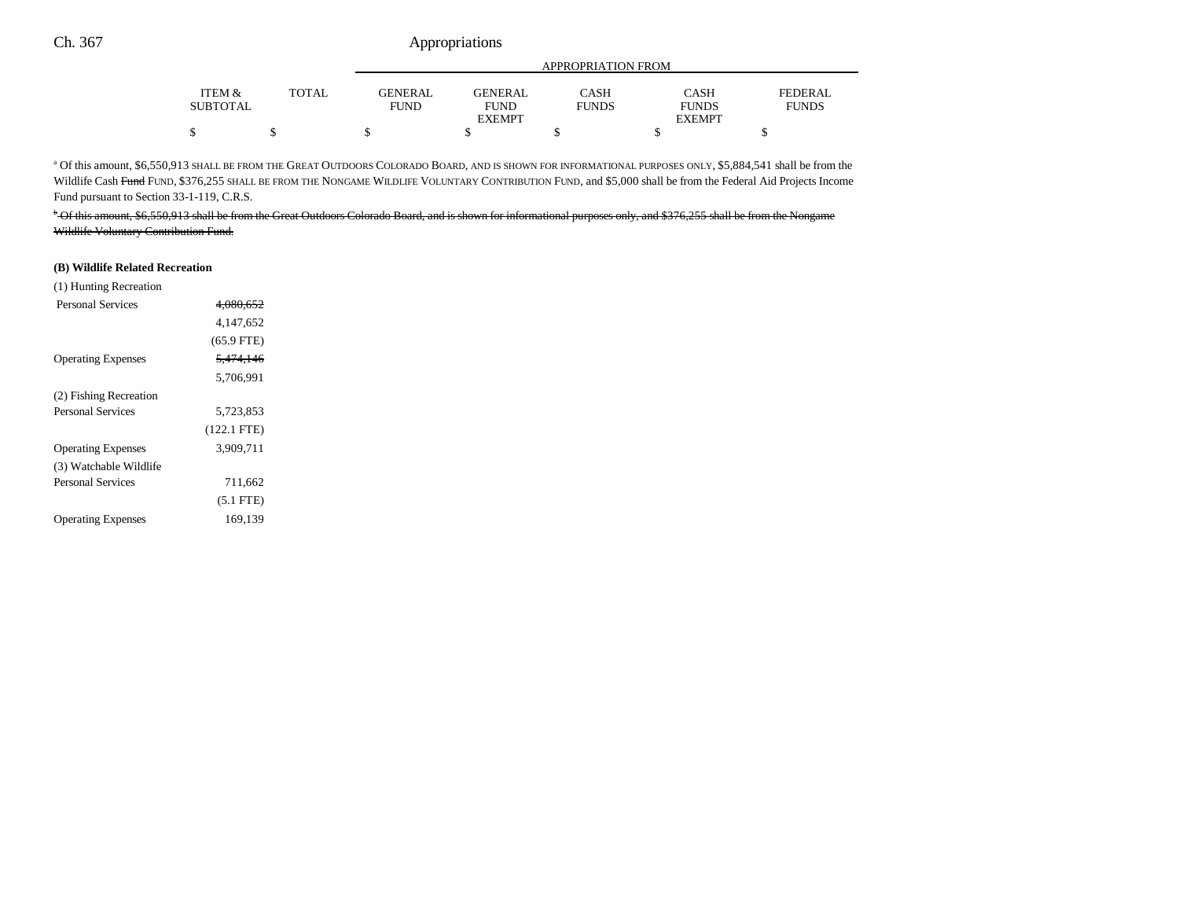| | ITEM & SUBTOTAL | TOTAL | APPROPRIATION FROM GENERAL FUND | GENERAL FUND EXEMPT | CASH FUNDS | CASH FUNDS EXEMPT | FEDERAL FUNDS |
|---|---|---|---|---|---|---|---|
| | $ | $ | $ | $ | $ | $ | $ |

[a] Of this amount, $6,550,913 SHALL BE FROM THE GREAT OUTDOORS COLORADO BOARD, AND IS SHOWN FOR INFORMATIONAL PURPOSES ONLY, $5,884,541 shall be from the Wildlife Cash ~~Fund~~ FUND, $376,255 SHALL BE FROM THE NONGAME WILDLIFE VOLUNTARY CONTRIBUTION FUND, and $5,000 shall be from the Federal Aid Projects Income Fund pursuant to Section 33-1-119, C.R.S.

~~[b] Of this amount, $6,550,913 shall be from the Great Outdoors Colorado Board, and is shown for informational purposes only, and $376,255 shall be from the Nongame Wildlife Voluntary Contribution Fund.~~

**(B) Wildlife Related Recreation**

| | ITEM & SUBTOTAL |
|---|---|
| (1) Hunting Recreation | |
| Personal Services | ~~4,080,652~~ |
| | 4,147,652 |
| | (65.9 FTE) |
| Operating Expenses | ~~5,474,146~~ |
| | 5,706,991 |
| (2) Fishing Recreation | |
| Personal Services | 5,723,853 |
| | (122.1 FTE) |
| Operating Expenses | 3,909,711 |
| (3) Watchable Wildlife | |
| Personal Services | 711,662 |
| | (5.1 FTE) |
| Operating Expenses | 169,139 |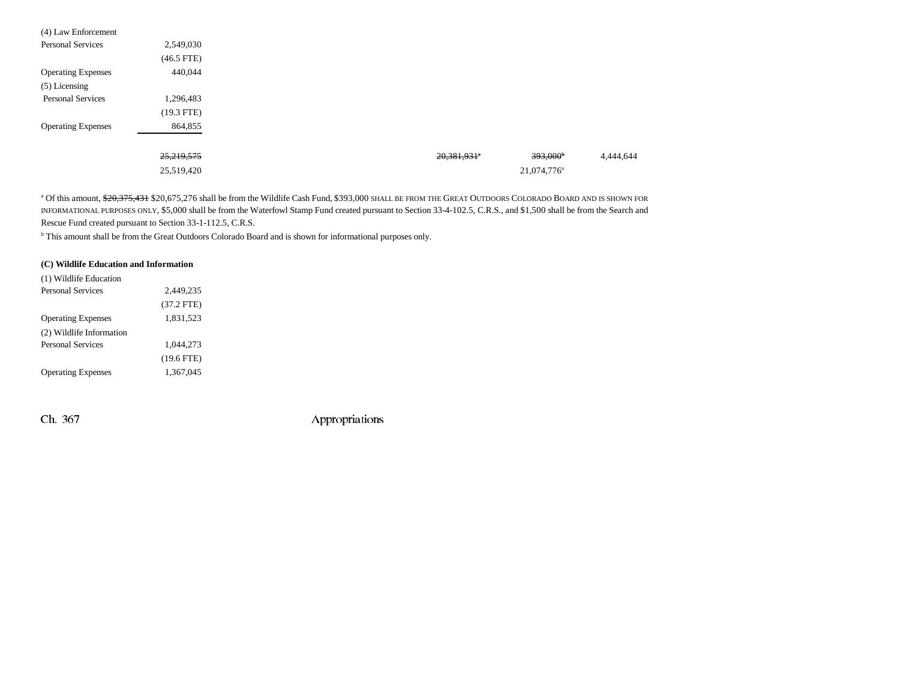| | | | | | | |
|---|---|---|---|---|---|---|
| (4) Law Enforcement | | | | | | |
| Personal Services | 2,549,030 | | | | | |
| | (46.5 FTE) | | | | | |
| Operating Expenses | 440,044 | | | | | |
| (5) Licensing | | | | | | |
| Personal Services | 1,296,483 | | | | | |
| | (19.3 FTE) | | | | | |
| Operating Expenses | 864,855 | | | | | |
| | ~~25,219,575~~ | | | ~~20,381,931~~[a] | ~~393,000~~[b] | 4,444,644 |
| | 25,519,420 | | | | 21,074,776[a] | |

[a] Of this amount, ~~$20,375,431~~ $20,675,276 shall be from the Wildlife Cash Fund, $393,000 SHALL BE FROM THE GREAT OUTDOORS COLORADO BOARD AND IS SHOWN FOR INFORMATIONAL PURPOSES ONLY, $5,000 shall be from the Waterfowl Stamp Fund created pursuant to Section 33-4-102.5, C.R.S., and $1,500 shall be from the Search and Rescue Fund created pursuant to Section 33-1-112.5, C.R.S.

[b] This amount shall be from the Great Outdoors Colorado Board and is shown for informational purposes only.

**(C) Wildlife Education and Information**

| | |
|---|---|
| (1) Wildlife Education | |
| Personal Services | 2,449,235 |
| | (37.2 FTE) |
| Operating Expenses | 1,831,523 |
| (2) Wildlife Information | |
| Personal Services | 1,044,273 |
| | (19.6 FTE) |
| Operating Expenses | 1,367,045 |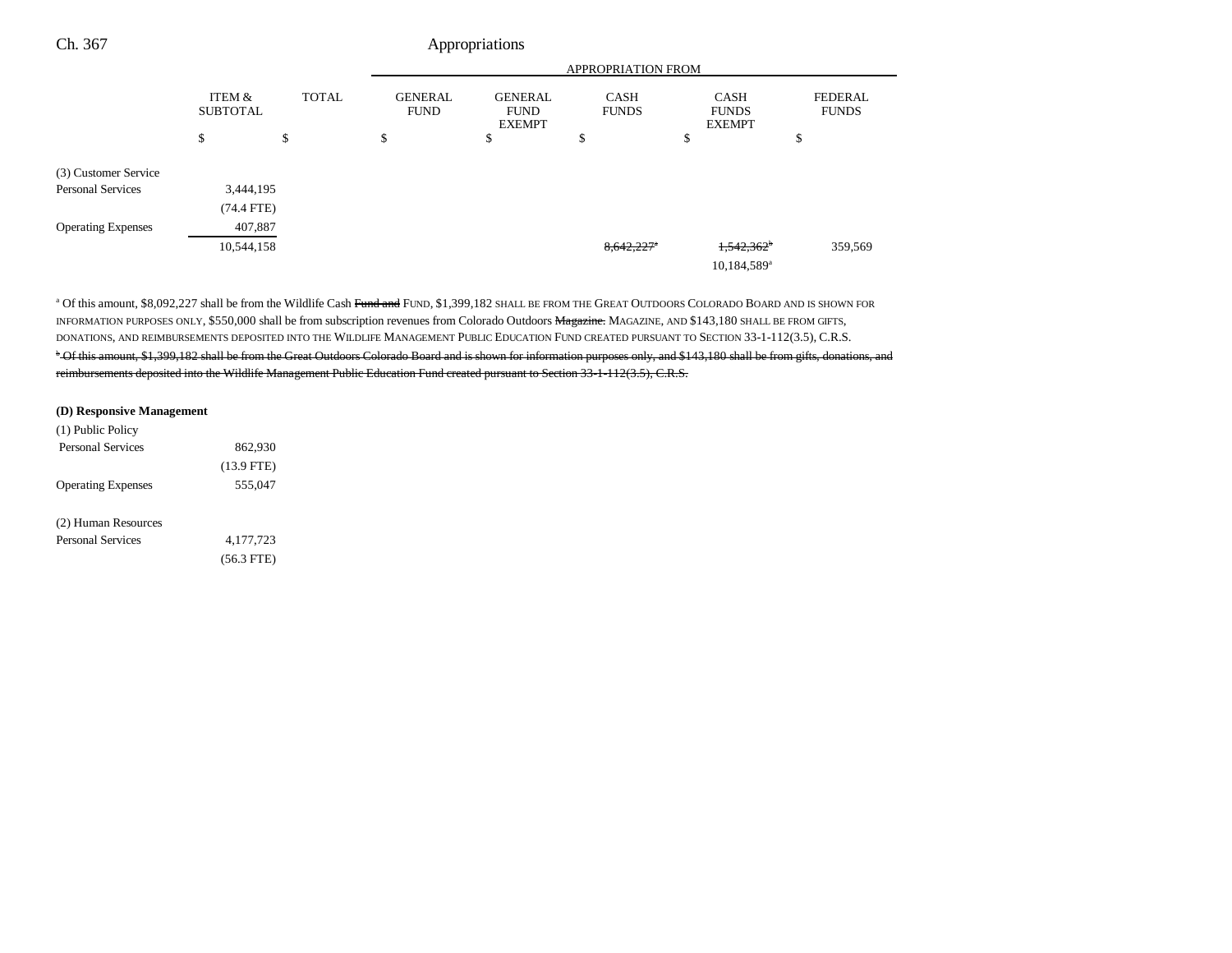| | ITEM & SUBTOTAL | TOTAL | GENERAL FUND | GENERAL FUND EXEMPT | CASH FUNDS | CASH FUNDS EXEMPT | FEDERAL FUNDS |
|---|---|---|---|---|---|---|---|
| | $ | $ | $ | $ | $ | $ | $ |
| (3) Customer Service | | | | | | | |
| Personal Services | 3,444,195 | | | | | | |
| | (74.4 FTE) | | | | | | |
| Operating Expenses | 407,887 | | | | | | |
| | 10,544,158 | | | | ~~8,642,227[a]~~ | ~~1,542,362[b]~~ | 359,569 |
| | | | | | | 10,184,589[a] | |

[a] Of this amount, $8,092,227 shall be from the Wildlife Cash ~~Fund and~~ FUND, $1,399,182 SHALL BE FROM THE GREAT OUTDOORS COLORADO BOARD AND IS SHOWN FOR INFORMATION PURPOSES ONLY, $550,000 shall be from subscription revenues from Colorado Outdoors ~~Magazine.~~ MAGAZINE, AND $143,180 SHALL BE FROM GIFTS, DONATIONS, AND REIMBURSEMENTS DEPOSITED INTO THE WILDLIFE MANAGEMENT PUBLIC EDUCATION FUND CREATED PURSUANT TO SECTION 33-1-112(3.5), C.R.S.

~~[b] Of this amount, $1,399,182 shall be from the Great Outdoors Colorado Board and is shown for information purposes only, and $143,180 shall be from gifts, donations, and reimbursements deposited into the Wildlife Management Public Education Fund created pursuant to Section 33-1-112(3.5), C.R.S.~~

**(D) Responsive Management**

| | ITEM & SUBTOTAL | TOTAL | GENERAL FUND | GENERAL FUND EXEMPT | CASH FUNDS | CASH FUNDS EXEMPT | FEDERAL FUNDS |
|---|---|---|---|---|---|---|---|
| (1) Public Policy | | | | | | | |
| Personal Services | 862,930 | | | | | | |
| | (13.9 FTE) | | | | | | |
| Operating Expenses | 555,047 | | | | | | |
| (2) Human Resources | | | | | | | |
| Personal Services | 4,177,723 | | | | | | |
| | (56.3 FTE) | | | | | | |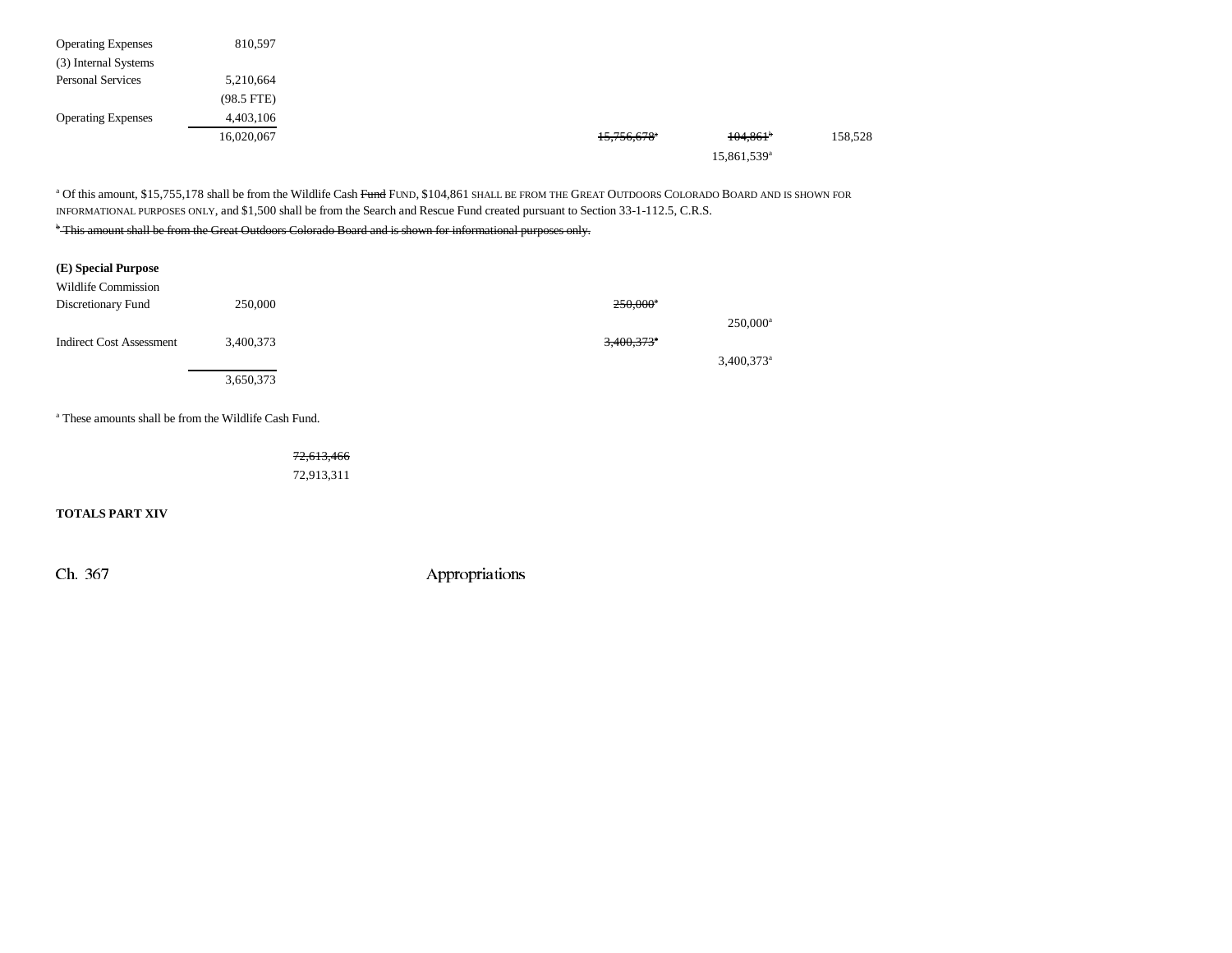| | | | | | |
|---|---|---|---|---|---|
| Operating Expenses | 810,597 | | | | |
| (3) Internal Systems | | | | | |
| Personal Services | 5,210,664 | | | | |
| | (98.5 FTE) | | | | |
| Operating Expenses | 4,403,106 | | | | |
| | 16,020,067 | | ~~15,756,678~~[a] | ~~104,861~~[b] | 158,528 |
| | | | | 15,861,539[a] | |

[a] Of this amount, $15,755,178 shall be from the Wildlife Cash ~~Fund~~ FUND, $104,861 SHALL BE FROM THE GREAT OUTDOORS COLORADO BOARD AND IS SHOWN FOR INFORMATIONAL PURPOSES ONLY, and $1,500 shall be from the Search and Rescue Fund created pursuant to Section 33-1-112.5, C.R.S.

~~[b] This amount shall be from the Great Outdoors Colorado Board and is shown for informational purposes only.~~

**(E) Special Purpose**

| | | | | | |
|---|---|---|---|---|---|
| Wildlife Commission Discretionary Fund | 250,000 | | ~~250,000~~[a] | | |
| | | | | 250,000[a] | |
| Indirect Cost Assessment | 3,400,373 | | ~~3,400,373~~[a] | | |
| | | | | 3,400,373[a] | |
| | 3,650,373 | | | | |

[a] These amounts shall be from the Wildlife Cash Fund.

| | | |
|---|---|---|
| | | ~~72,613,466~~ |
| | | 72,913,311 |

**TOTALS PART XIV**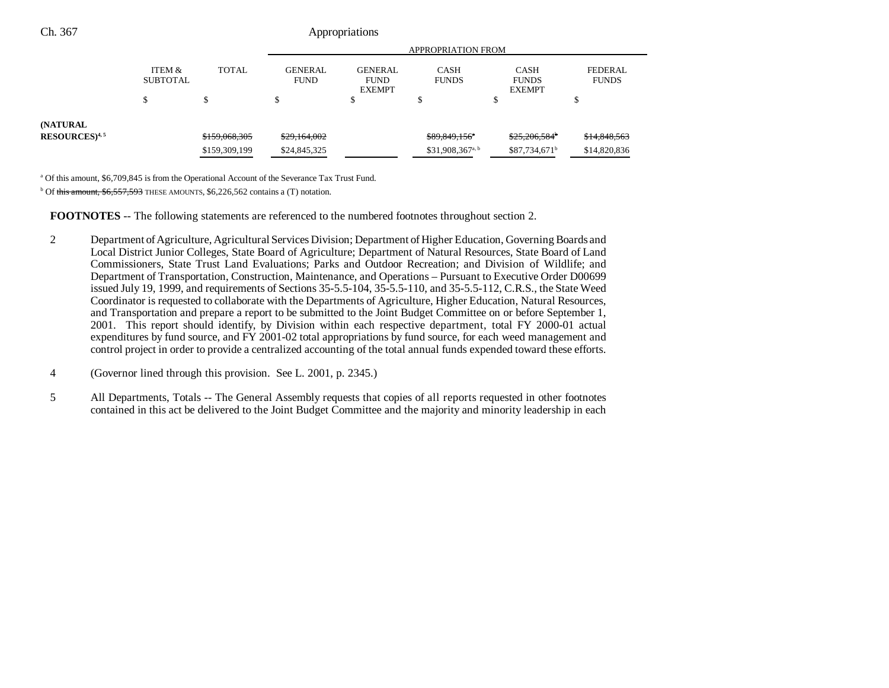| | ITEM & SUBTOTAL | TOTAL | GENERAL FUND | GENERAL FUND EXEMPT | CASH FUNDS | CASH FUNDS EXEMPT | FEDERAL FUNDS |
|---|---|---|---|---|---|---|---|
| | | | APPROPRIATION FROM | | | | |
| | $ | $ | $ | $ | $ | $ | $ |
| **(NATURAL RESOURCES)**[4, 5] | | ~~$159,068,305~~ | ~~$29,164,002~~ | | ~~$89,849,156~~[a] | ~~$25,206,584~~[b] | ~~$14,848,563~~ |
| | | $159,309,199 | $24,845,325 | | $31,908,367[a, b] | $87,734,671[b] | $14,820,836 |

[a] Of this amount, $6,709,845 is from the Operational Account of the Severance Tax Trust Fund.

[b] Of ~~this amount, $6,557,593~~ THESE AMOUNTS, $6,226,562 contains a (T) notation.

**FOOTNOTES** -- The following statements are referenced to the numbered footnotes throughout section 2.

2 Department of Agriculture, Agricultural Services Division; Department of Higher Education, Governing Boards and Local District Junior Colleges, State Board of Agriculture; Department of Natural Resources, State Board of Land Commissioners, State Trust Land Evaluations; Parks and Outdoor Recreation; and Division of Wildlife; and Department of Transportation, Construction, Maintenance, and Operations – Pursuant to Executive Order D00699 issued July 19, 1999, and requirements of Sections 35-5.5-104, 35-5.5-110, and 35-5.5-112, C.R.S., the State Weed Coordinator is requested to collaborate with the Departments of Agriculture, Higher Education, Natural Resources, and Transportation and prepare a report to be submitted to the Joint Budget Committee on or before September 1, 2001. This report should identify, by Division within each respective department, total FY 2000-01 actual expenditures by fund source, and FY 2001-02 total appropriations by fund source, for each weed management and control project in order to provide a centralized accounting of the total annual funds expended toward these efforts.

4 (Governor lined through this provision. See L. 2001, p. 2345.)

5 All Departments, Totals -- The General Assembly requests that copies of all reports requested in other footnotes contained in this act be delivered to the Joint Budget Committee and the majority and minority leadership in each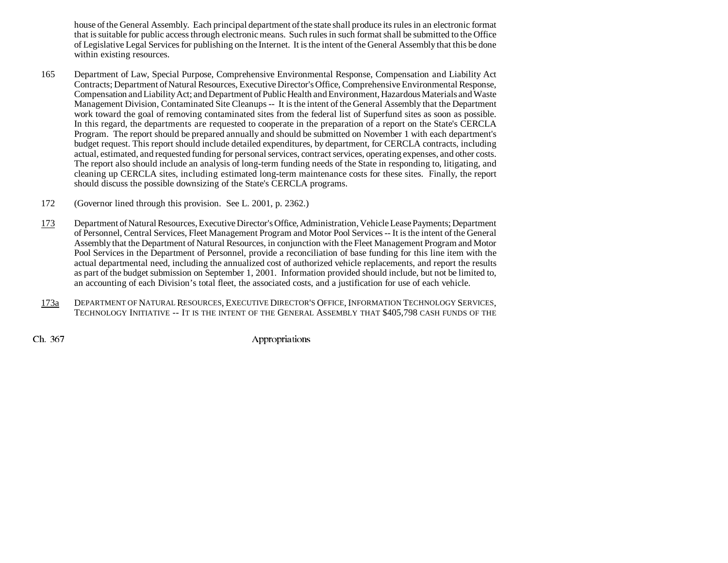house of the General Assembly. Each principal department of the state shall produce its rules in an electronic format that is suitable for public access through electronic means. Such rules in such format shall be submitted to the Office of Legislative Legal Services for publishing on the Internet. It is the intent of the General Assembly that this be done within existing resources.

165 Department of Law, Special Purpose, Comprehensive Environmental Response, Compensation and Liability Act Contracts; Department of Natural Resources, Executive Director's Office, Comprehensive Environmental Response, Compensation and Liability Act; and Department of Public Health and Environment, Hazardous Materials and Waste Management Division, Contaminated Site Cleanups -- It is the intent of the General Assembly that the Department work toward the goal of removing contaminated sites from the federal list of Superfund sites as soon as possible. In this regard, the departments are requested to cooperate in the preparation of a report on the State's CERCLA Program. The report should be prepared annually and should be submitted on November 1 with each department's budget request. This report should include detailed expenditures, by department, for CERCLA contracts, including actual, estimated, and requested funding for personal services, contract services, operating expenses, and other costs. The report also should include an analysis of long-term funding needs of the State in responding to, litigating, and cleaning up CERCLA sites, including estimated long-term maintenance costs for these sites. Finally, the report should discuss the possible downsizing of the State's CERCLA programs.

172 (Governor lined through this provision. See L. 2001, p. 2362.)

173 Department of Natural Resources, Executive Director's Office, Administration, Vehicle Lease Payments; Department of Personnel, Central Services, Fleet Management Program and Motor Pool Services -- It is the intent of the General Assembly that the Department of Natural Resources, in conjunction with the Fleet Management Program and Motor Pool Services in the Department of Personnel, provide a reconciliation of base funding for this line item with the actual departmental need, including the annualized cost of authorized vehicle replacements, and report the results as part of the budget submission on September 1, 2001. Information provided should include, but not be limited to, an accounting of each Division's total fleet, the associated costs, and a justification for use of each vehicle.

173a DEPARTMENT OF NATURAL RESOURCES, EXECUTIVE DIRECTOR'S OFFICE, INFORMATION TECHNOLOGY SERVICES, TECHNOLOGY INITIATIVE -- IT IS THE INTENT OF THE GENERAL ASSEMBLY THAT $405,798 CASH FUNDS OF THE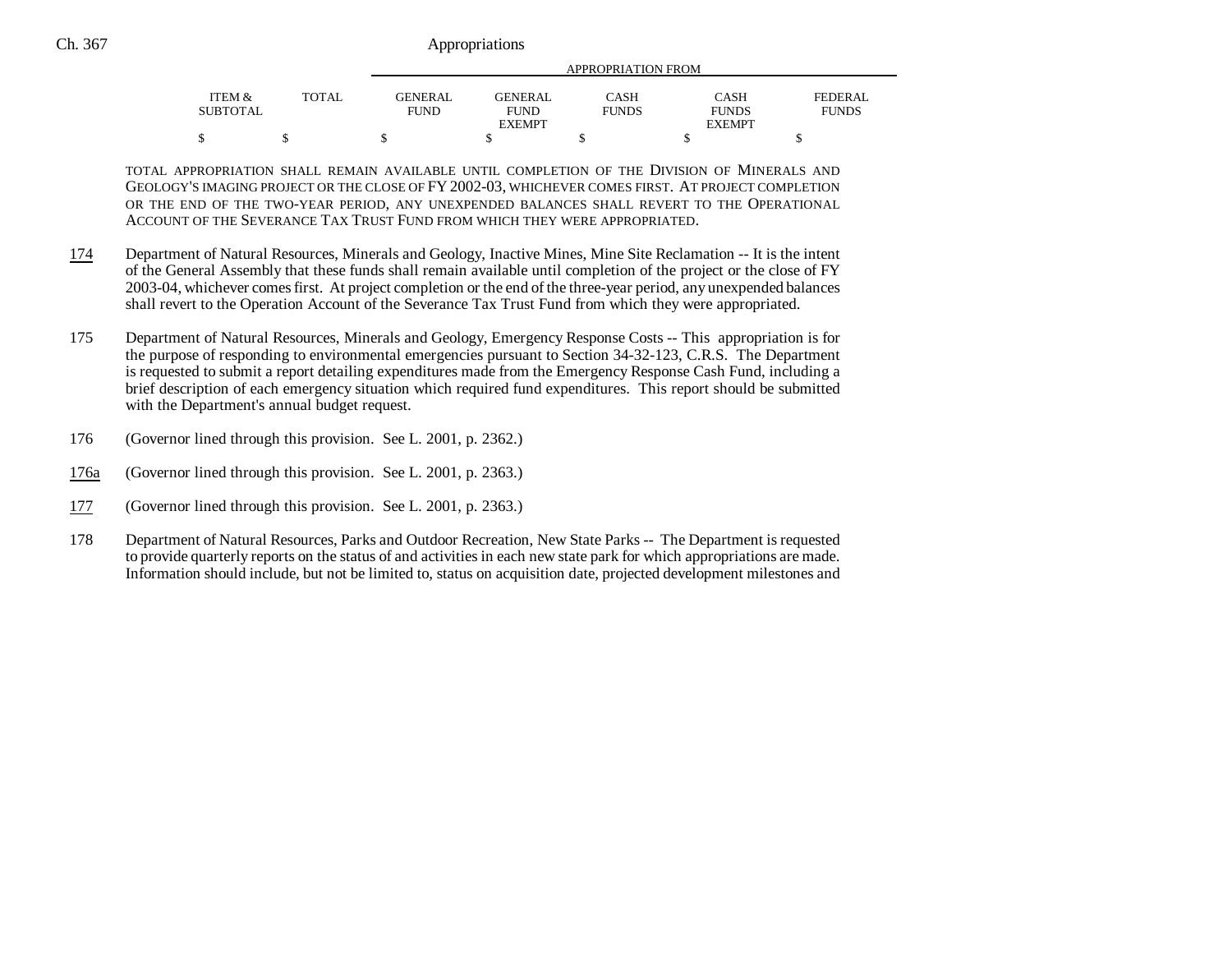| ITEM & SUBTOTAL | TOTAL | GENERAL FUND | GENERAL FUND EXEMPT | CASH FUNDS | CASH FUNDS EXEMPT | FEDERAL FUNDS |
|---|---|---|---|---|---|---|
| $ | $ | $ | $ | $ | $ | $ |

TOTAL APPROPRIATION SHALL REMAIN AVAILABLE UNTIL COMPLETION OF THE DIVISION OF MINERALS AND GEOLOGY'S IMAGING PROJECT OR THE CLOSE OF FY 2002-03, WHICHEVER COMES FIRST. AT PROJECT COMPLETION OR THE END OF THE TWO-YEAR PERIOD, ANY UNEXPENDED BALANCES SHALL REVERT TO THE OPERATIONAL ACCOUNT OF THE SEVERANCE TAX TRUST FUND FROM WHICH THEY WERE APPROPRIATED.

174 Department of Natural Resources, Minerals and Geology, Inactive Mines, Mine Site Reclamation -- It is the intent of the General Assembly that these funds shall remain available until completion of the project or the close of FY 2003-04, whichever comes first. At project completion or the end of the three-year period, any unexpended balances shall revert to the Operation Account of the Severance Tax Trust Fund from which they were appropriated.

175 Department of Natural Resources, Minerals and Geology, Emergency Response Costs -- This appropriation is for the purpose of responding to environmental emergencies pursuant to Section 34-32-123, C.R.S. The Department is requested to submit a report detailing expenditures made from the Emergency Response Cash Fund, including a brief description of each emergency situation which required fund expenditures. This report should be submitted with the Department's annual budget request.

176 (Governor lined through this provision. See L. 2001, p. 2362.)

176a (Governor lined through this provision. See L. 2001, p. 2363.)

177 (Governor lined through this provision. See L. 2001, p. 2363.)

178 Department of Natural Resources, Parks and Outdoor Recreation, New State Parks -- The Department is requested to provide quarterly reports on the status of and activities in each new state park for which appropriations are made. Information should include, but not be limited to, status on acquisition date, projected development milestones and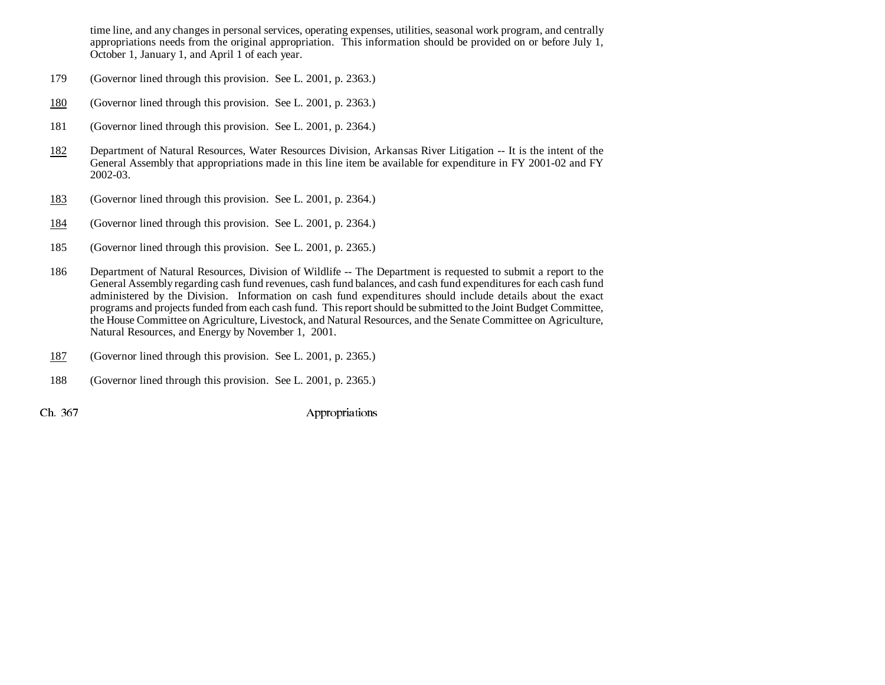time line, and any changes in personal services, operating expenses, utilities, seasonal work program, and centrally appropriations needs from the original appropriation. This information should be provided on or before July 1, October 1, January 1, and April 1 of each year.

179 (Governor lined through this provision. See L. 2001, p. 2363.)

180 (Governor lined through this provision. See L. 2001, p. 2363.)

181 (Governor lined through this provision. See L. 2001, p. 2364.)

182 Department of Natural Resources, Water Resources Division, Arkansas River Litigation -- It is the intent of the General Assembly that appropriations made in this line item be available for expenditure in FY 2001-02 and FY 2002-03.

183 (Governor lined through this provision. See L. 2001, p. 2364.)

184 (Governor lined through this provision. See L. 2001, p. 2364.)

185 (Governor lined through this provision. See L. 2001, p. 2365.)

186 Department of Natural Resources, Division of Wildlife -- The Department is requested to submit a report to the General Assembly regarding cash fund revenues, cash fund balances, and cash fund expenditures for each cash fund administered by the Division. Information on cash fund expenditures should include details about the exact programs and projects funded from each cash fund. This report should be submitted to the Joint Budget Committee, the House Committee on Agriculture, Livestock, and Natural Resources, and the Senate Committee on Agriculture, Natural Resources, and Energy by November 1, 2001.

187 (Governor lined through this provision. See L. 2001, p. 2365.)

188 (Governor lined through this provision. See L. 2001, p. 2365.)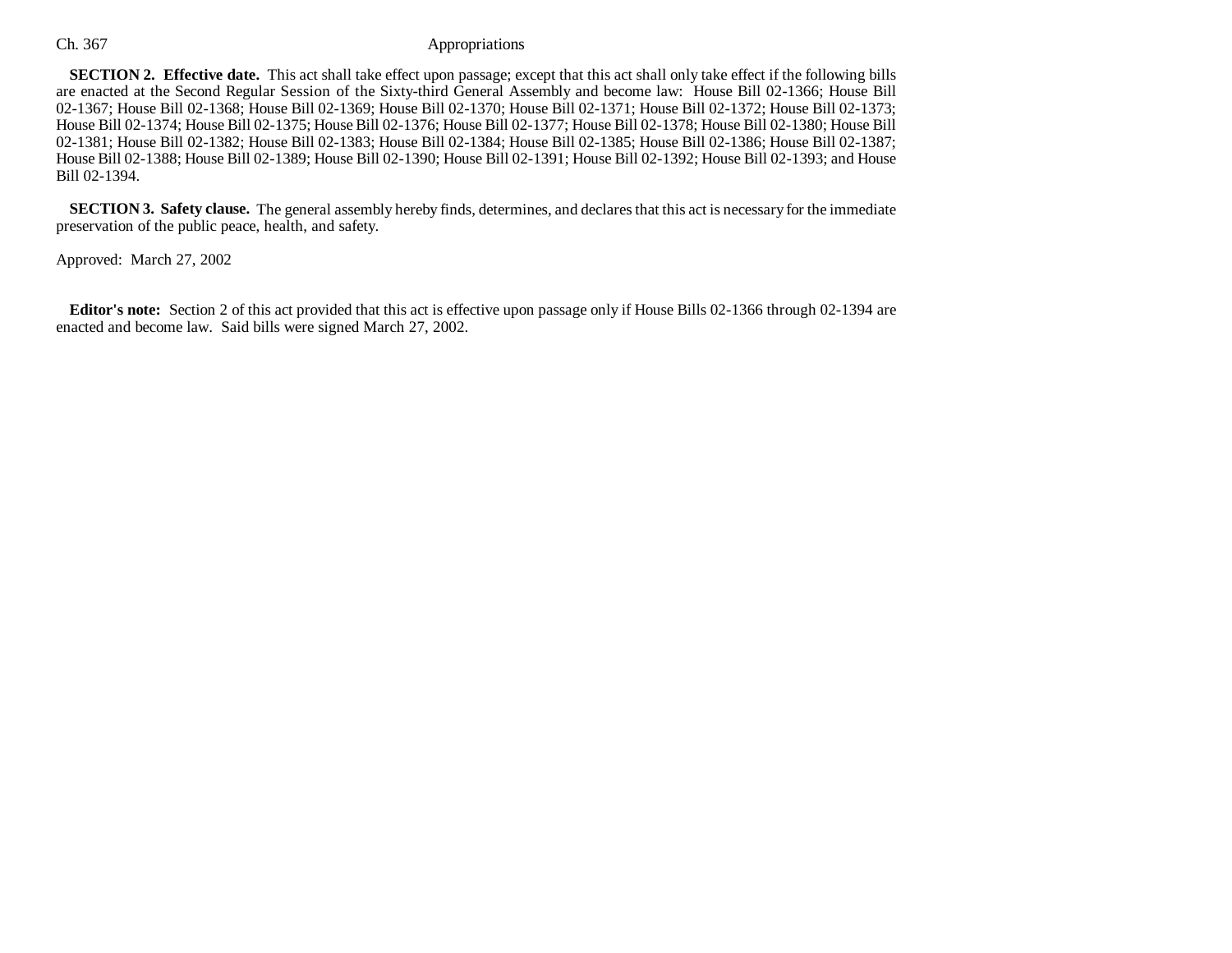**SECTION 2. Effective date.** This act shall take effect upon passage; except that this act shall only take effect if the following bills are enacted at the Second Regular Session of the Sixty-third General Assembly and become law: House Bill 02-1366; House Bill 02-1367; House Bill 02-1368; House Bill 02-1369; House Bill 02-1370; House Bill 02-1371; House Bill 02-1372; House Bill 02-1373; House Bill 02-1374; House Bill 02-1375; House Bill 02-1376; House Bill 02-1377; House Bill 02-1378; House Bill 02-1380; House Bill 02-1381; House Bill 02-1382; House Bill 02-1383; House Bill 02-1384; House Bill 02-1385; House Bill 02-1386; House Bill 02-1387; House Bill 02-1388; House Bill 02-1389; House Bill 02-1390; House Bill 02-1391; House Bill 02-1392; House Bill 02-1393; and House Bill 02-1394.

**SECTION 3. Safety clause.** The general assembly hereby finds, determines, and declares that this act is necessary for the immediate preservation of the public peace, health, and safety.

Approved: March 27, 2002

**Editor's note:** Section 2 of this act provided that this act is effective upon passage only if House Bills 02-1366 through 02-1394 are enacted and become law. Said bills were signed March 27, 2002.